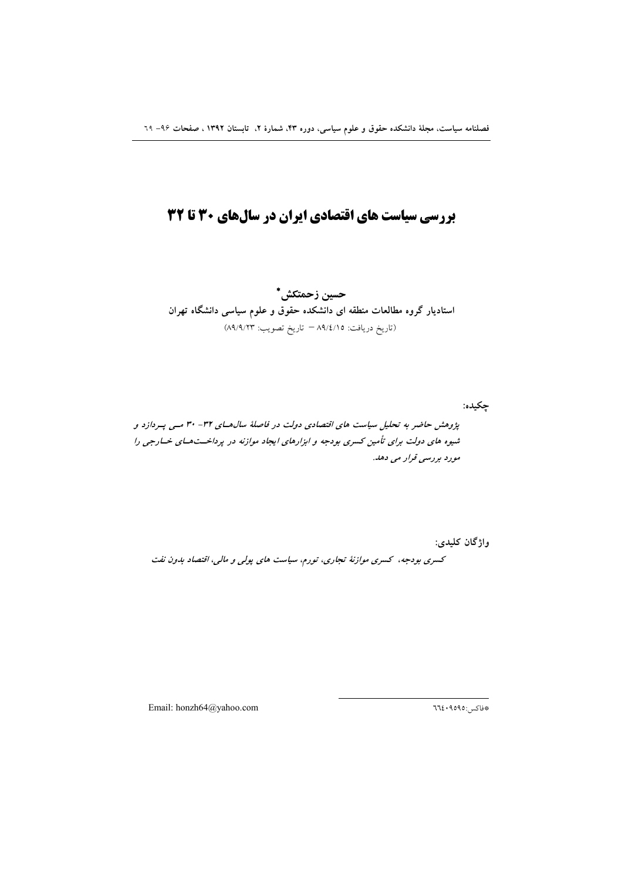# بررسی سیاست های اقتصادی ایران در سال‌های ۳۰ تا ۳۲

**حسین زحمتکش***

**استادیار گروه مطالعات منطقه ای دانشکده حقوق و علوم سیاسی دانشگاه تهران**

(تاریخ دریافت: ۸۹/٤/۱٥ – تاریخ تصویب: ۸۹/۹/۲۳)

**چکیده:**

***پژوهش حاضر به تحلیل سیاست های اقتصادی دولت در فاصلهٔ سال‌هـای ۳۲- ۳۰ مـی پـردازد و شیوه های دولت برای تأمین کسری بودجه و ابزارهای ایجاد موازنه در پرداخـت‌هـای خـارجی را مورد بررسی قرار می دهد.***

**واژگان کلیدی:**

***کسری بودجه، کسری موازنهٔ تجاری، تورم، سیاست های پولی و مالی، اقتصاد بدون نفت***

---

*فاکس: ٦٦٤٠٩٥٩٥

Email: honzh64@yahoo.com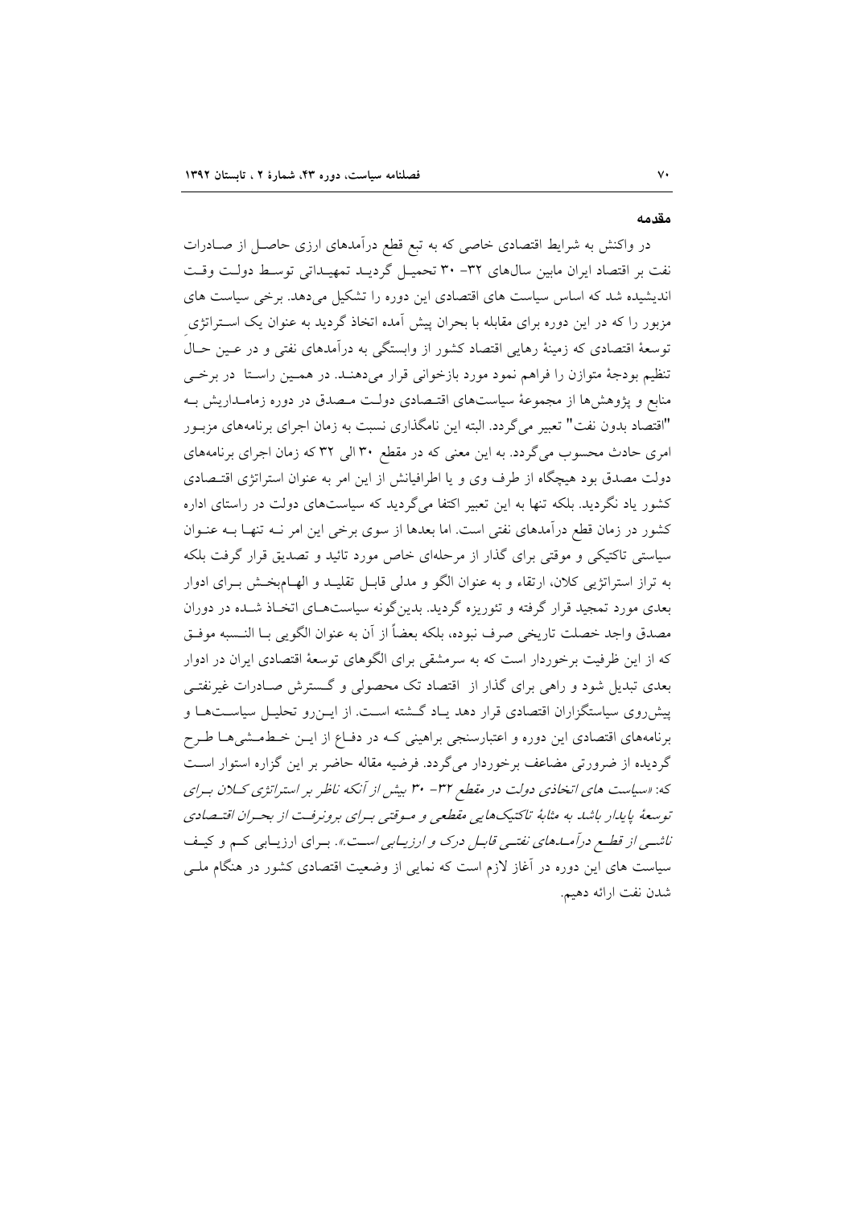## مقدمه

در واکنش به شرایط اقتصادی خاصی که به تبع قطع درآمدهای ارزی حاصل از صادرات نفت بر اقتصاد ایران مابین سال‌های ۳۲- ۳۰ تحمیل گردید تمهیداتی توسط دولت وقت اندیشیده شد که اساس سیاست های اقتصادی این دوره را تشکیل می‌دهد. برخی سیاست های مزبور را که در این دوره برای مقابله با بحران پیش آمده اتخاذ گردید به عنوان یک استراتژی توسعهٔ اقتصادی که زمینهٔ رهایی اقتصاد کشور از وابستگی به درآمدهای نفتی و در عین حال تنظیم بودجهٔ متوازن را فراهم نمود مورد بازخوانی قرار می‌دهند. در همین راستا در برخی منابع و پژوهش‌ها از مجموعهٔ سیاست‌های اقتصادی دولت مصدق در دوره زمامداریش به "اقتصاد بدون نفت" تعبیر می‌گردد. البته این نامگذاری نسبت به زمان اجرای برنامه‌های مزبور امری حادث محسوب می‌گردد. به این معنی که در مقطع ۳۰ الی ۳۲ که زمان اجرای برنامه‌های دولت مصدق بود هیچگاه از طرف وی و یا اطرافیانش از این امر به عنوان استراتژی اقتصادی کشور یاد نگردید. بلکه تنها به این تعبیر اکتفا می‌گردید که سیاست‌های دولت در راستای اداره کشور در زمان قطع درآمدهای نفتی است. اما بعدها از سوی برخی این امر نه تنها به عنوان سیاستی تاکتیکی و موقتی برای گذار از مرحله‌ای خاص مورد تائید و تصدیق قرار گرفت بلکه به تراز استراتژیی کلان، ارتقاء و به عنوان الگو و مدلی قابل تقلید و الهام‌بخش برای ادوار بعدی مورد تمجید قرار گرفته و تئوریزه گردید. بدین‌گونه سیاست‌های اتخاذ شده در دوران مصدق واجد خصلت تاریخی صرف نبوده، بلکه بعضاً از آن به عنوان الگویی با النسبه موفق که از این ظرفیت برخوردار است که به سرمشقی برای الگوهای توسعهٔ اقتصادی ایران در ادوار بعدی تبدیل شود و راهی برای گذار از اقتصاد تک محصولی و گسترش صادرات غیرنفتی پیش‌روی سیاستگزاران اقتصادی قرار دهد یاد گشته است. از این‌رو تحلیل سیاست‌ها و برنامه‌های اقتصادی این دوره و اعتبارسنجی براهینی که در دفاع از این خط‌مشی‌ها طرح گردیده از ضرورتی مضاعف برخوردار می‌گردد. فرضیه مقاله حاضر بر این گزاره استوار است که: *«سیاست های اتخاذی دولت در مقطع ۳۲- ۳۰ بیش از آنکه ناظر بر استراتژی کلان برای توسعهٔ پایدار باشد به مثابهٔ تاکتیک‌هایی مقطعی و موقتی برای برونرفت از بحران اقتصادی ناشی از قطع درآمدهای نفتی قابل درک و ارزیابی است.»*. برای ارزیابی کم و کیف سیاست های این دوره در آغاز لازم است که نمایی از وضعیت اقتصادی کشور در هنگام ملی شدن نفت ارائه دهیم.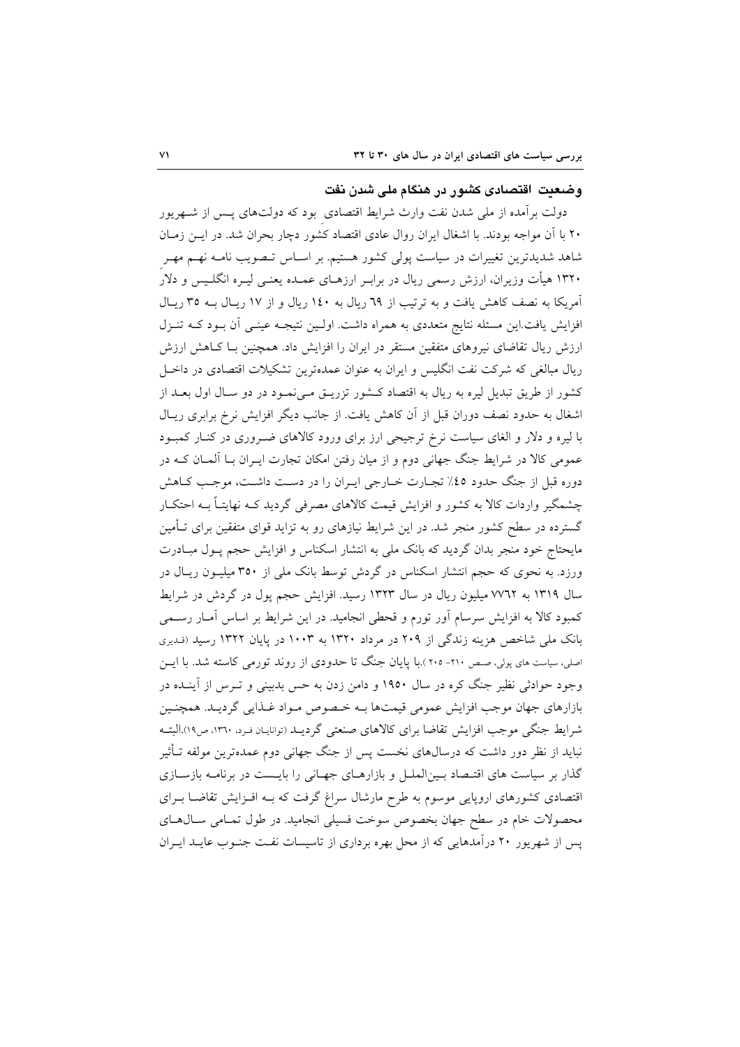### وضعیت اقتصادی کشور در هنگام ملی شدن نفت

دولت برآمده از ملی شدن نفت وارث شرایط اقتصادیِ بود که دولت‌های پس از شهریور ۲۰ با آن مواجه بودند. با اشغال ایران روال عادی اقتصاد کشور دچار بحران شد. در این زمان شاهد شدیدترین تغییرات در سیاست پولی کشور هستیم. بر اساس تصویب نامه نهم مهرِ ۱۳۲۰ هیأت وزیران، ارزش رسمی ریال در برابر ارزهای عمده یعنی لیره انگلیس و دلار آمریکا به نصف کاهش یافت و به ترتیب از ۶۹ ریال به ۱۴۰ ریال و از ۱۷ ریال به ۳۵ ریال افزایش یافت.این مسئله نتایج متعددی به همراه داشت. اولین نتیجه عینی آن بود که تنزل ارزش ریال تقاضای نیروهای متفقین مستقر در ایران را افزایش داد. همچنین با کاهش ارزش ریال مبالغی که شرکت نفت انگلیس و ایران به عنوان عمده‌ترین تشکیلات اقتصادی در داخل کشور از طریق تبدیل لیره به ریال به اقتصاد کشور تزریق می‌نمود در دو سال اول بعد از اشغال به حدود نصف دوران قبل از آن کاهش یافت. از جانب دیگر افزایش نرخ برابری ریال با لیره و دلار و الغای سیاست نرخ ترجیحی ارز برای ورود کالاهای ضروری در کنار کمبود عمومی کالا در شرایط جنگ جهانی دوم و از میان رفتن امکان تجارت ایران با آلمان که در دوره قبل از جنگ حدود ۴۵٪ تجارت خارجی ایران را در دست داشت، موجب کاهش چشمگیر واردات کالا به کشور و افزایش قیمت کالاهای مصرفی گردید که نهایتاً به احتکار گسترده در سطح کشور منجر شد. در این شرایط نیازهای رو به تزاید قوای متفقین برای تأمین مایحتاج خود منجر بدان گردید که بانک ملی به انتشار اسکناس و افزایش حجم پول مبادرت ورزد. به نحوی که حجم انتشار اسکناس در گردش توسط بانک ملی از ۳۵۰ میلیون ریال در سال ۱۳۱۹ به ۷۷۶۲ میلیون ریال در سال ۱۳۲۳ رسید. افزایش حجم پول در گردش در شرایط کمبود کالا به افزایش سرسام آور تورم و قحطی انجامید. در این شرایط بر اساس آمار رسمی بانک ملی شاخص هزینه زندگی از ۲۰۹ در مرداد ۱۳۲۰ به ۱۰۰۳ در پایان ۱۳۲۲ رسید (قدیری اصلی، سیاست های پولی، صص ۲۱۰- ۲۰۵ ).با پایان جنگ تا حدودی از روند تورمی کاسته شد. با این وجود حوادثی نظیر جنگ کره در سال ۱۹۵۰ و دامن زدن به حس بدبینی و ترس از آینده در بازارهای جهان موجب افزایش عمومی قیمت‌ها به خصوص مواد غذایی گردید. همچنین شرایط جنگی موجب افزایش تقاضا برای کالاهای صنعتی گردید (توانایان فرد، ۱۳۶۰، ص۱۹).البته نباید از نظر دور داشت که درسال‌های نخست پس از جنگ جهانی دوم عمده‌ترین مولفه تأثیر گذار بر سیاست های اقتصاد بین‌الملل و بازارهای جهانی را بایست در برنامه بازسازی اقتصادی کشورهای اروپایی موسوم به طرح مارشال سراغ گرفت که به افزایش تقاضا برای محصولات خام در سطح جهان بخصوص سوخت فسیلی انجامید. در طول تمامی سال‌های پس از شهریور ۲۰ درآمدهایی که از محل بهره برداری از تاسیسات نفت جنوب عاید ایران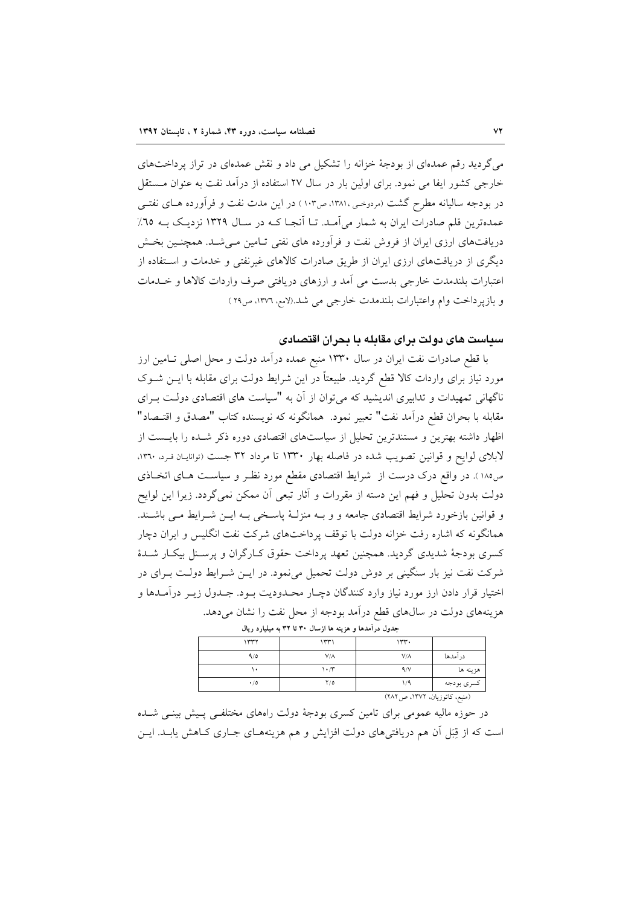می‌گردید رقم عمده‌ای از بودجهٔ خزانه را تشکیل می داد و نقش عمده‌ای در تراز پرداخت‌های خارجی کشور ایفا می نمود. برای اولین بار در سال ۲۷ استفاده از درآمد نفت به عنوان مستقل در بودجه سالیانه مطرح گشت (مردوخی ،۱۳۸۱، ص۱۰۳ ) در این مدت نفت و فرآورده های نفتی عمده‌ترین قلم صادرات ایران به شمار می‌آمد. تا آنجا که در سال ۱۳۲۹ نزدیک به ٦٥٪ دریافت‌های ارزی ایران از فروش نفت و فرآورده های نفتی تامین می‌شد. همچنین بخش دیگری از دریافت‌های ارزی ایران از طریق صادرات کالاهای غیرنفتی و خدمات و استفاده از اعتبارات بلندمدت خارجی بدست می آمد و ارزهای دریافتی صرف واردات کالاها و خدمات و بازپرداخت وام واعتبارات بلندمدت خارجی می شد.(لامع، ۱۳۷٦، ص۲۹ )

## سیاست های دولت برای مقابله با بحران اقتصادی

با قطع صادرات نفت ایران در سال ۱۳۳۰ منبع عمده درآمد دولت و محل اصلی تامین ارز مورد نیاز برای واردات کالا قطع گردید. طبیعتاً در این شرایط دولت برای مقابله با این شوک ناگهانی تمهیدات و تدابیری اندیشید که می‌توان از آن به "سیاست های اقتصادی دولت برای مقابله با بحران قطع درآمد نفت" تعبیر نمود. همانگونه که نویسنده کتاب "مصدق و اقتصاد" اظهار داشته بهترین و مستندترین تحلیل از سیاست‌های اقتصادی دوره ذکر شده را بایست از لابلای لوایح و قوانین تصویب شده در فاصله بهار ۱۳۳۰ تا مرداد ۳۲ جست (توانایان فرد، ۱۳٦۰، ص۱۸٥ ). در واقع درک درست از شرایط اقتصادی مقطع مورد نظر و سیاست های اتخاذی دولت بدون تحلیل و فهم این دسته از مقررات و آثار تبعی آن ممکن نمی‌گردد. زیرا این لوایح و قوانین بازخورد شرایط اقتصادی جامعه و و به منزلهٔ پاسخی به این شرایط می باشند. همانگونه که اشاره رفت خزانه دولت با توقف پرداخت‌های شرکت نفت انگلیس و ایران دچار کسری بودجهٔ شدیدی گردید. همچنین تعهد پرداخت حقوق کارگران و پرسنل بیکار شدهٔ شرکت نفت نیز بار سنگینی بر دوش دولت تحمیل می‌نمود. در این شرایط دولت برای در اختیار قرار دادن ارز مورد نیاز وارد کنندگان دچار محدودیت بود. جدول زیر درآمدها و هزینه‌های دولت در سال‌های قطع درآمد بودجه از محل نفت را نشان می‌دهد.

جدول درآمدها و هزینه ها ازسال ۳۰ تا ۳۲ به میلیارد ریال

| | ۱۳۳۰ | ۱۳۳۱ | ۱۳۳۲ |
|---|---|---|---|
| درآمدها | ۷/۸ | ۷/۸ | ۹/٥ |
| هزینه ها | ۹/۷ | ۱۰/۳ | ۱۰ |
| کسری بودجه | ۱/۹ | ۲/٥ | ۰/٥ |

(منبع، کاتوزیان، ۱۳۷۲، ص۲۸۲)

در حوزه مالیه عمومی برای تامین کسری بودجهٔ دولت راههای مختلفی پیش بینی شده است که از قِبَل آن هم دریافتی‌های دولت افزایش و هم هزینه‌های جاری کاهش یابد. این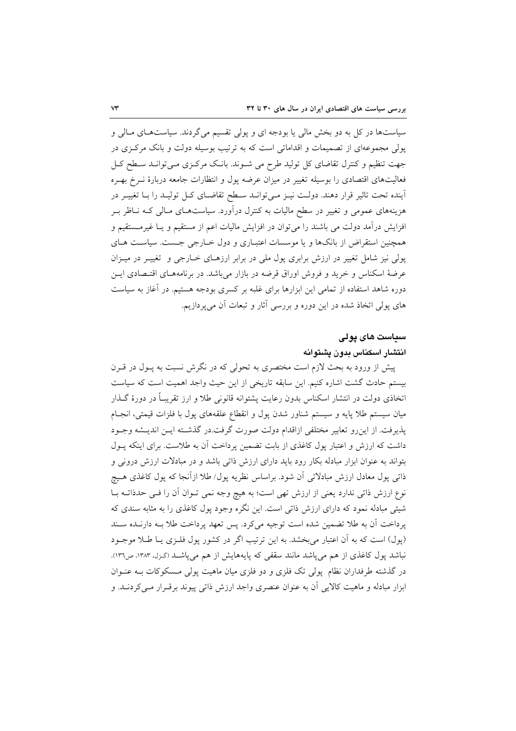سیاست‌ها در کل به دو بخش مالی یا بودجه ای و پولی تقسیم می‌گردند. سیاست‌های مالی و پولی مجموعه‌ای از تصمیمات و اقداماتی است که به ترتیب بوسیله دولت و بانک مرکزی در جهت تنظیم و کنترل تقاضای کل تولید طرح می شوند. بانک مرکزی می‌تواند سطح کل فعالیت‌های اقتصادی را بوسیله تغییر در میزان عرضه پول و انتظارات جامعه دربارهٔ نرخ بهره آینده تحت تاثیر قرار دهند. دولت نیز می‌تواند سطح تقاضای کل تولید را با تغییر در هزینه‌های عمومی و تغییر در سطح مالیات به کنترل درآورد. سیاست‌های مالی که ناظر بر افزایش درآمد دولت می باشند را می‌توان در افزایش مالیات اعم از مستقیم و یا غیرمستقیم و همچنین استقراض از بانک‌ها و یا موسسات اعتباری و دول خارجی جست. سیاست های پولی نیز شامل تغییر در ارزش برابری پول ملی در برابر ارزهای خارجی و تغییر در میزان عرضهٔ اسکناس و خرید و فروش اوراق قرضه در بازار می‌باشد. در برنامه‌های اقتصادی این دوره شاهد استفاده از تمامی این ابزارها برای غلبه بر کسری بودجه هستیم. در آغاز به سیاست های پولی اتخاذ شده در این دوره و بررسی آثار و تبعات آن می‌پردازیم.

## سیاست های پولی

### انتشار اسکناس بدون پشتوانه

پیش از ورود به بحث لازم است مختصری به تحولی که در نگرش نسبت به پول در قرن بیستم حادث گشت اشاره کنیم. این سابقه تاریخی از این حیث واجد اهمیت است که سیاست اتخاذی دولت در انتشار اسکناس بدون رعایت پشتوانه قانونی طلا و ارز تقریباً در دورهٔ گذار میان سیستم طلا پایه و سیستم شناور شدن پول و انقطاع علقه‌های پول با فلزات قیمتی، انجام پذیرفت. از این‌رو تعابیر مختلفی ازاقدام دولت صورت گرفت.در گذشته این اندیشه وجود داشت که ارزش و اعتبار پول کاغذی از بابت تضمین پرداخت آن به طلاست. برای اینکه پول بتواند به عنوان ابزار مبادله بکار رود باید دارای ارزش ذاتی باشد و در مبادلات ارزش درونی و ذاتی پول معادل ارزش مبادلاتی آن شود. براساس نظریه پول/ طلا ازآنجا که پول کاغذی هیچ نوع ارزش ذاتی ندارد یعنی از ارزش تهی است؛ به هیچ وجه نمی توان آن را فی حذذاته با شیئی مبادله نمود که دارای ارزش ذاتی است. این نگره وجود پول کاغذی را به مثابه سندی که پرداخت آن به طلا تضمین شده است توجیه می‌کرد. پس تعهد پرداخت طلا به دارنده سند (پول) است که به آن اعتبار می‌بخشد. به این ترتیب اگر در کشور پول فلزی یا طلا موجود نباشد پول کاغذی از هم می‌پاشد مانند سقفی که پایه‌هایش از هم می‌پاشد (گزل، ۱۳۸۳، ص۱۳۶). در گذشته طرفداران نظام پولی تک فلزی و دو فلزی میان ماهیت پولی مسکوکات به عنوان ابزار مبادله و ماهیت کالایی آن به عنوان عنصری واجد ارزش ذاتی پیوند برقرار می‌کردند. و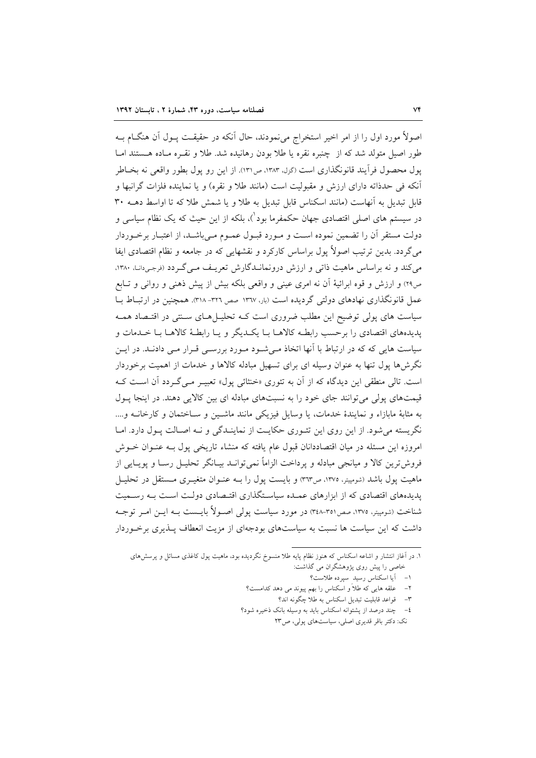اصولاً مورد اول را از امر اخیر استخراج می‌نمودند، حال آنکه در حقیقت پول آن هنگام به طور اصیل متولد شد که از چنبره نقره یا طلا بودن رهانیده شد. طلا و نقره ماده هستند اما پول محصول فرآیند قانونگذاری است (گزل، ۱۳۸۳، ص۱۳۱). از این رو پول بطور واقعی نه بخاطر آنکه فی حدذاته دارای ارزش و مقبولیت است (مانند طلا و نقره) و یا نماینده فلزات گرانبها و قابل تبدیل به آنهاست (مانند اسکناس قابل تبدیل به طلا و یا شمش طلا که تا اواسط دهه ۳۰ در سیستم های اصلی اقتصادی جهان حکمفرما بود[1])، بلکه از این حیث که یک نظام سیاسی و دولت مستقر آن را تضمین نموده است و مورد قبول عموم می‌باشد، از اعتبار برخوردار می‌گردد. بدین ترتیب اصولاً پول براساس کارکرد و نقشهایی که در جامعه و نظام اقتصادی ایفا می‌کند و نه براساس ماهیت ذاتی و ارزش درونماندگارش تعریف می‌گردد (فرجی‌دانا، ۱۳۸۰، ص۲۹) و ارزش و قوه ابرائیهٔ آن نه امری عینی و واقعی بلکه بیش از پیش ذهنی و روانی و تابع عمل قانونگذاری نهادهای دولتی گردیده است (بار، ۱۳٦۷ صص ۳۲٦-۳۱۸). همچنین در ارتباط با سیاست های پولی توضیح این مطلب ضروری است که تحلیل‌های سنتی در اقتصاد همه پدیده‌های اقتصادی را برحسب رابطه کالاها با یکدیگر و یا رابطهٔ کالاها با خدمات و سیاست هایی که که در ارتباط با آنها اتخاذ می‌شود مورد بررسی قرار می دادند. در این نگرش‌ها پول تنها به عنوان وسیله ای برای تسهیل مبادله کالاها و خدمات از اهمیت برخوردار است. تالی منطقی این دیدگاه که از آن به تئوری «خنثائی پول» تعبیر می‌گردد آن است که قیمت‌های پولی می‌توانند جای خود را به نسبت‌های مبادله ای بین کالایی دهند. در اینجا پول به مثابهٔ مابازاء و نمایندهٔ خدمات، یا وسایل فیزیکی مانند ماشین و ساختمان و کارخانه و.... نگریسته می‌شود. از این روی این تئوری حکایت از نمایندگی و نه اصالت پول دارد. اما امروزه این مسئله در میان اقتصاددانان قبول عام یافته که منشاء تاریخی پول به عنوان خوش فروش‌ترین کالا و میانجی مبادله و پرداخت الزاماً نمی‌تواند بیانگر تحلیل رسا و پویایی از ماهیت پول باشد (شومپیتر، ۱۳۷۵، ص۳٦۳) و بایست پول را به عنوان متغیری مستقل در تحلیل پدیده‌های اقتصادی که از ابزارهای عمده سیاستگذاری اقتصادی دولت است به رسمیت شناخت (شومپیتر، ۱۳۷۵، صص۳۵۱-۳٤۸) در مورد سیاست پولی اصولاً بایست به این امر توجه داشت که این سیاست ها نسبت به سیاست‌های بودجه‌ای از مزیت انعطاف پذیری برخوردار

---

۱. در آغاز انتشار و اشاعه اسکناس که هنوز نظام پایه طلا منسوخ نگردیده بود، ماهیت پول کاغذی مسائل و پرسش‌های خاصی را پیش روی پژوهشگران می گذاشت:

۱- آیا اسکناس رسید سپرده طلاست؟

۲- علقه هایی که طلا و اسکناس را بهم پیوند می دهد کدامست؟

۳- قواعد قابلیت تبدیل اسکناس به طلا چگونه اند؟

٤- چند درصد از پشتوانه اسکناس باید به وسیله بانک ذخیره شود؟

نک: دکتر باقر قدیری اصلی، سیاست‌های پولی، ص۲۳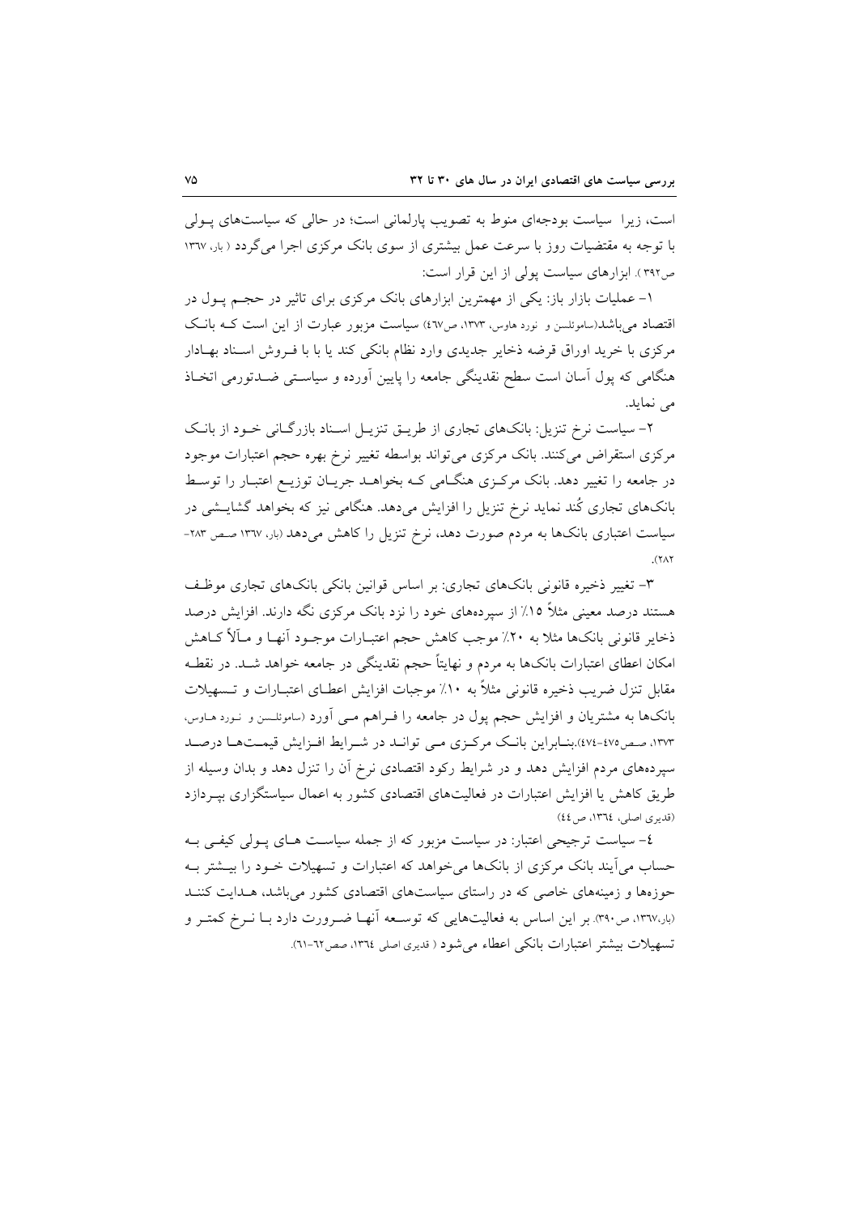است، زیرا  سیاست بودجه‌ای منوط به تصویب پارلمانی است؛ در حالی که سیاست‌های پـولی با توجه به مقتضیات روز با سرعت عمل بیشتری از سوی بانک مرکزی اجرا می‌گردد ( بار، ۱۳۶۷ ص۳۹۲ ). ابزارهای سیاست پولی از این قرار است:

۱- عملیات بازار باز: یکی از مهمترین ابزارهای بانک مرکزی برای تاثیر در حجـم پـول در اقتصاد می‌باشد(ساموئلسن و نورد هاوس، ۱۳۷۳، ص۴۶۷) سیاست مزبور عبارت از این است کـه بانـک مرکزی با خرید اوراق قرضه ذخایر جدیدی وارد نظام بانکی کند یا با فـروش اسـناد بهـادار هنگامی که پول آسان است سطح نقدینگی جامعه را پایین آورده و سیاسـتی ضـدتورمی اتخـاذ می نماید.

۲- سیاست نرخ تنزیل: بانک‌های تجاری از طریـق تنزیـل اسـناد بازرگـانی خـود از بانـک مرکزی استقراض می‌کنند. بانک مرکزی می‌تواند بواسطه تغییر نرخ بهره حجم اعتبارات موجود در جامعه را تغییر دهد. بانک مرکـزی هنگـامی کـه بخواهـد جریـان توزیـع اعتبـار را توسـط بانک‌های تجاری کُند نماید نرخ تنزیل را افزایش می‌دهد. هنگامی نیز که بخواهد گشایـشی در سیاست اعتباری بانک‌ها به مردم صورت دهد، نرخ تنزیل را کاهش می‌دهد (بار، ۱۳۶۷ صص ۲۸۳-۲۸۲).

۳- تغییر ذخیره قانونی بانک‌های تجاری: بر اساس قوانین بانکی بانک‌های تجاری موظـف هستند درصد معینی مثلاً ۱۵٪ از سپرده‌های خود را نزد بانک مرکزی نگه دارند. افزایش درصد ذخایر قانونی بانک‌ها مثلا به ۲۰٪ موجب کاهش حجم اعتبـارات موجـود آنهـا و مـآلاً کـاهش امکان اعطای اعتبارات بانک‌ها به مردم و نهایتاً حجم نقدینگی در جامعه خواهد شـد. در نقطـه مقابل تنزل ضریب ذخیره قانونی مثلاً به ۱۰٪ موجبات افزایش اعطـای اعتبـارات و تـسهیلات بانک‌ها به مشتریان و افزایش حجم پول در جامعه را فـراهم مـی آورد (ساموئلسن و نـورد هـاوس، ۱۳۷۳، صص۴۷۵-۴۷۴).بنـابراین بانـک مرکـزی مـی توانـد در شـرایط افـزایش قیمـت‌هـا درصـد سپرده‌های مردم افزایش دهد و در شرایط رکود اقتصادی نرخ آن را تنزل دهد و بدان وسیله از طریق کاهش یا افزایش اعتبارات در فعالیت‌های اقتصادی کشور به اعمال سیاستگزاری بپـردازد (قدیری اصلی، ۱۳۶۴، ص۴۴)

۴- سیاست ترجیحی اعتبار: در سیاست مزبور که از جمله سیاسـت هـای پـولی کیفـی بـه حساب می‌آیند بانک مرکزی از بانک‌ها می‌خواهد که اعتبارات و تسهیلات خـود را بیـشتر بـه حوزه‌ها و زمینه‌های خاصی که در راستای سیاست‌های اقتصادی کشور می‌باشد، هـدایت کننـد (بار،۱۳۶۷، ص۳۹۰). بر این اساس به فعالیت‌هایی که توسـعه آنهـا ضـرورت دارد بـا نـرخ کمتـر و تسهیلات بیشتر اعتبارات بانکی اعطاء می‌شود ( قدیری اصلی ۱۳۶۴، صص۶۲-۶۱).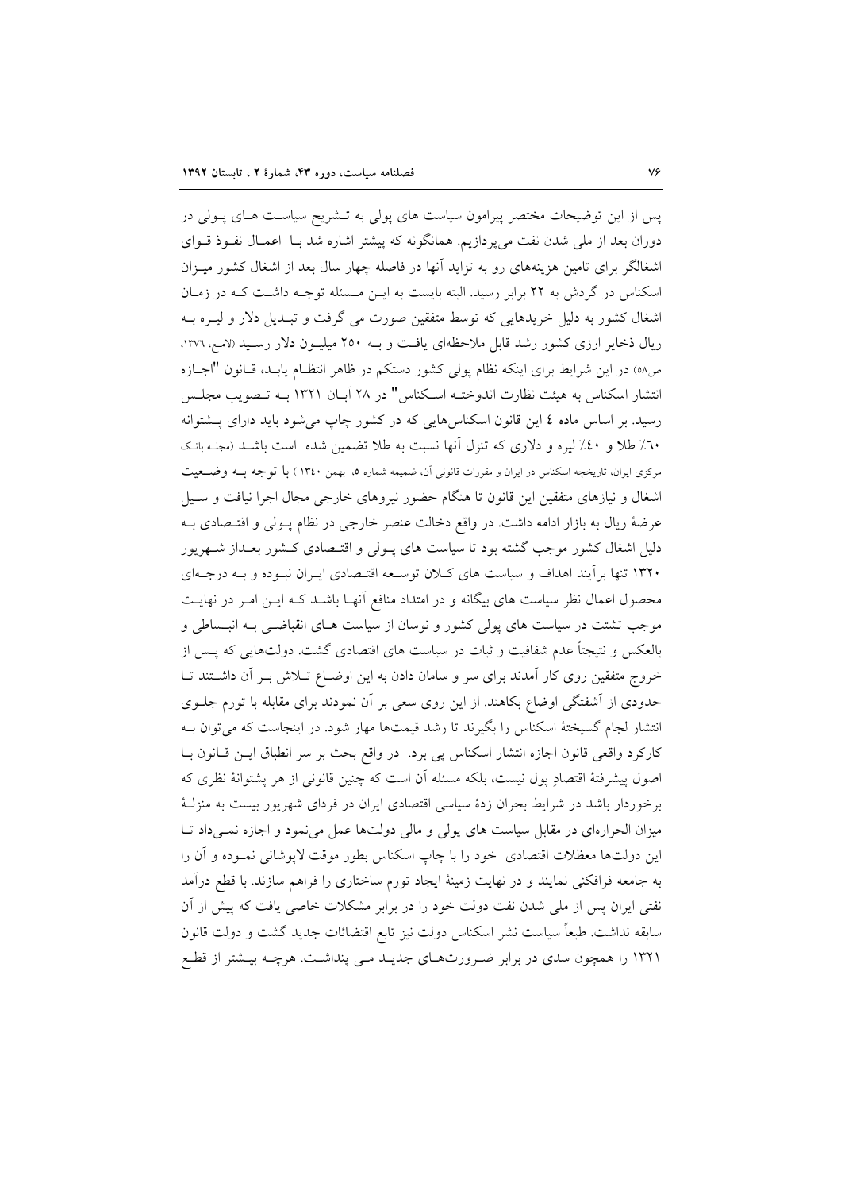پس از این توضیحات مختصر پیرامون سیاست های پولی به تشریح سیاست های پولی در دوران بعد از ملی شدن نفت می‌پردازیم. همانگونه که پیشتر اشاره شد با اعمال نفوذ قوای اشغالگر برای تامین هزینه‌های رو به تزاید آنها در فاصله چهار سال بعد از اشغال کشور میزان اسکناس در گردش به ۲۲ برابر رسید. البته بایست به این مسئله توجه داشت که در زمان اشغال کشور به دلیل خریدهایی که توسط متفقین صورت می گرفت و تبدیل دلار و لیره به ریال ذخایر ارزی کشور رشد قابل ملاحظه‌ای یافت و به ۲۵۰ میلیون دلار رسید (لامع، ۱۳۷٦، ص۵۸) در این شرایط برای اینکه نظام پولی کشور دستکم در ظاهر انتظام یابد، قانون "اجازه انتشار اسکناس به هیئت نظارت اندوخته اسکناس" در ۲۸ آبان ۱۳۲۱ به تصویب مجلس رسید. بر اساس ماده ٤ این قانون اسکناس‌هایی که در کشور چاپ می‌شود باید دارای پشتوانه ٦۰٪ طلا و ٤۰٪ لیره و دلاری که تنزل آنها نسبت به طلا تضمین شده است باشد (مجله بانک مرکزی ایران، تاریخچه اسکناس در ایران و مقررات قانونی آن، ضمیمه شماره ۵، بهمن ۱۳٤۰) با توجه به وضعیت اشغال و نیازهای متفقین این قانون تا هنگام حضور نیروهای خارجی مجال اجرا نیافت و سیل عرضهٔ ریال به بازار ادامه داشت. در واقع دخالت عنصر خارجی در نظام پولی و اقتصادی به دلیل اشغال کشور موجب گشته بود تا سیاست های پولی و اقتصادی کشور بعداز شهریور ۱۳۲۰ تنها برآیند اهداف و سیاست های کلان توسعه اقتصادی ایران نبوده و به درجه‌ای محصول اعمال نظر سیاست های بیگانه و در امتداد منافع آنها باشد که این امر در نهایت موجب تشتت در سیاست های پولی کشور و نوسان از سیاست های انقباضی به انبساطی و بالعکس و نتیجتاً عدم شفافیت و ثبات در سیاست های اقتصادی گشت. دولت‌هایی که پس از خروج متفقین روی کار آمدند برای سر و سامان دادن به این اوضاع تلاش بر آن داشتند تا حدودی از آشفتگی اوضاع بکاهند. از این روی سعی بر آن نمودند برای مقابله با تورم جلوی انتشار لجام گسیختهٔ اسکناس را بگیرند تا رشد قیمت‌ها مهار شود. در اینجاست که می‌توان به کارکرد واقعی قانون اجازه انتشار اسکناس پی برد. در واقع بحث بر سر انطباق این قانون با اصول پیشرفتهٔ اقتصادِ پول نیست، بلکه مسئله آن است که چنین قانونی از هر پشتوانهٔ نظری که برخوردار باشد در شرایط بحران زدهٔ سیاسی اقتصادی ایران در فردای شهریور بیست به منزلهٔ میزان الحراره‌ای در مقابل سیاست های پولی و مالی دولت‌ها عمل می‌نمود و اجازه نمی‌داد تا این دولت‌ها معظلات اقتصادی خود را با چاپ اسکناس بطور موقت لاپوشانی نموده و آن را به جامعه فرافکنی نمایند و در نهایت زمینهٔ ایجاد تورم ساختاری را فراهم سازند. با قطع درآمد نفتی ایران پس از ملی شدن نفت دولت خود را در برابر مشکلات خاصی یافت که پیش از آن سابقه نداشت. طبعاً سیاست نشر اسکناس دولت نیز تابع اقتضائات جدید گشت و دولت قانون ۱۳۲۱ را همچون سدی در برابر ضرورت‌های جدید می پنداشت. هرچه بیشتر از قطع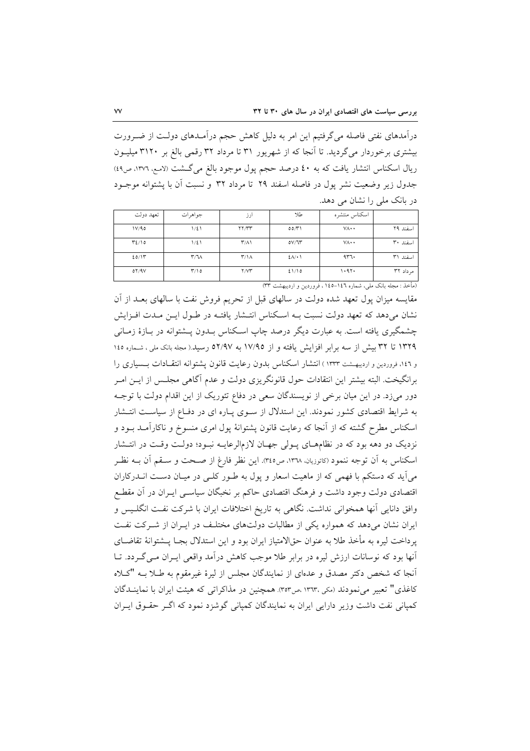درآمدهای نفتی فاصله می‌گرفتیم این امر به دلیل کاهش حجم درآمـدهای دولـت از ضـرورت بیشتری برخوردار می‌گردید. تا آنجا که از شهریور ۳۱ تا مرداد ۳۲ رقمی بالغ بر ۳۱۲۰ میلیـون ریال اسکناس انتشار یافت که به ٤٠ درصد حجم پول موجود بالغ می‌گـشت (لامع، ۱۳۷٦، ص٤٩) جدول زیر وضعیت نشر پول در فاصله اسفند ۲۹ تا مرداد ۳۲ و نسبت آن با پشتوانه موجـود در بانک ملی را نشان می دهد.

| | اسکناس منتشره | طلا | ارز | جواهرات | تعهد دولت |
|---|---|---|---|---|---|
| اسفند ۲۹ | ۷۸۰۰ | ٥٥/۳۱ | ۲۲/۳۳ | ۱/٤۱ | ۱۷/۹٥ |
| اسفند ۳۰ | ۷۸۰۰ | ٥۷/٦۳ | ۳/۸۱ | ۱/٤۱ | ۳٤/۱٥ |
| اسفند ۳۱ | ۹۳٦۰ | ٤۸/۰۱ | ۳/۱۸ | ۳/٦۸ | ٤٥/۱۳ |
| مرداد ۳۲ | ۱۰۹۲۰ | ٤۱/۱٥ | ۲/۷۳ | ۳/۱٥ | ٥۲/۹۷ |

(مأخذ : مجله بانک ملی، شماره ۱٤٦-۱٤٥ ، فروردین و اردیبهشت ۳۳)

مقایسه میزان پول تعهد شده دولت در سالهای قبل از تحریم فروش نفت با سالهای بعـد از آن نشان می‌دهد که تعهد دولت نسبت بـه اسـکناس انتـشار یافتـه در طـول ایـن مـدت افـزایش چشمگیری یافته است. به عبارت دیگر درصد چاپ اسـکناس بـدون پـشتوانه در بـازهٔ زمـانی ۱۳۲۹ تا ۳۲ بیش از سه برابر افزایش یافته و از ۱۷/۹٥ به ٥۲/۹۷ رسید.( مجله بانک ملی ، شـماره ۱٤٥ و ۱٤٦، فروردین و اردیبهـشت ۱۳۳۳ ) انتشار اسکناس بدون رعایت قانون پشتوانه انتقـادات بـسیاری را برانگیخت. البته بیشتر این انتقادات حول قانونگریزی دولت و عدم آگاهی مجلـس از ایـن امـر دور می‌زد. در این میان برخی از نویسندگان سعی در دفاع تئوریک از این اقدام دولت با توجـه به شرایط اقتصادی کشور نمودند. این استدلال از سـوی پـاره ای در دفـاع از سیاسـت انتـشار اسکناس مطرح گشته که از آنجا که رعایت قانون پشتوانهٔ پول امری منسوخ و ناکارآمـد بـود و نزدیک دو دهه بود که در نظام‌هـای پـولی جهـان لازم‌الرعایـه نبـود؛ دولـت وقـت در انتـشار اسکناس به آن توجه ننمود (کاتوزیان، ۱۳٦۸، ص۳٤٥). این نظر فارغ از صـحت و سـقم آن بـه نظـر می‌آید که دستکم با فهمی که از ماهیت اسعار و پول به طـور کلـی در میـان دسـت انـدرکاران اقتصادی دولت وجود داشت و فرهنگ اقتصادی حاکم بر نخبگان سیاسـی ایـران در آن مقطـع وافق دانایی آنها همخوانی نداشت. نگاهی به تاریخ اختلافات ایران با شرکت نفـت انگلـیس و ایران نشان می‌دهد که همواره یکی از مطالبات دولت‌های مختلـف در ایـران از شـرکت نفـت پرداخت لیره به مأخذ طلا به عنوان حق‌الامتیاز ایران بود و این استدلال بجـا پـشتوانهٔ تقاضـای آنها بود که نوسانات ارزش لیره در برابر طلا موجب کاهش درآمد واقعی ایـران مـی‌گـردد. تـا آنجا که شخص دکتر مصدق و عده‌ای از نمایندگان مجلس از لیرهٔ غیرمقوم به طـلا بـه "کـلاه کاغذی" تعبیر می‌نمودند (مکی ،۱۳٦۳ ،ص۳٥۳). همچنین در مذاکراتی که هیئت ایران با نماینـدگان کمپانی نفت داشت وزیر دارایی ایران به نمایندگان کمپانی گوشزد نمود که اگـر حقـوق ایـران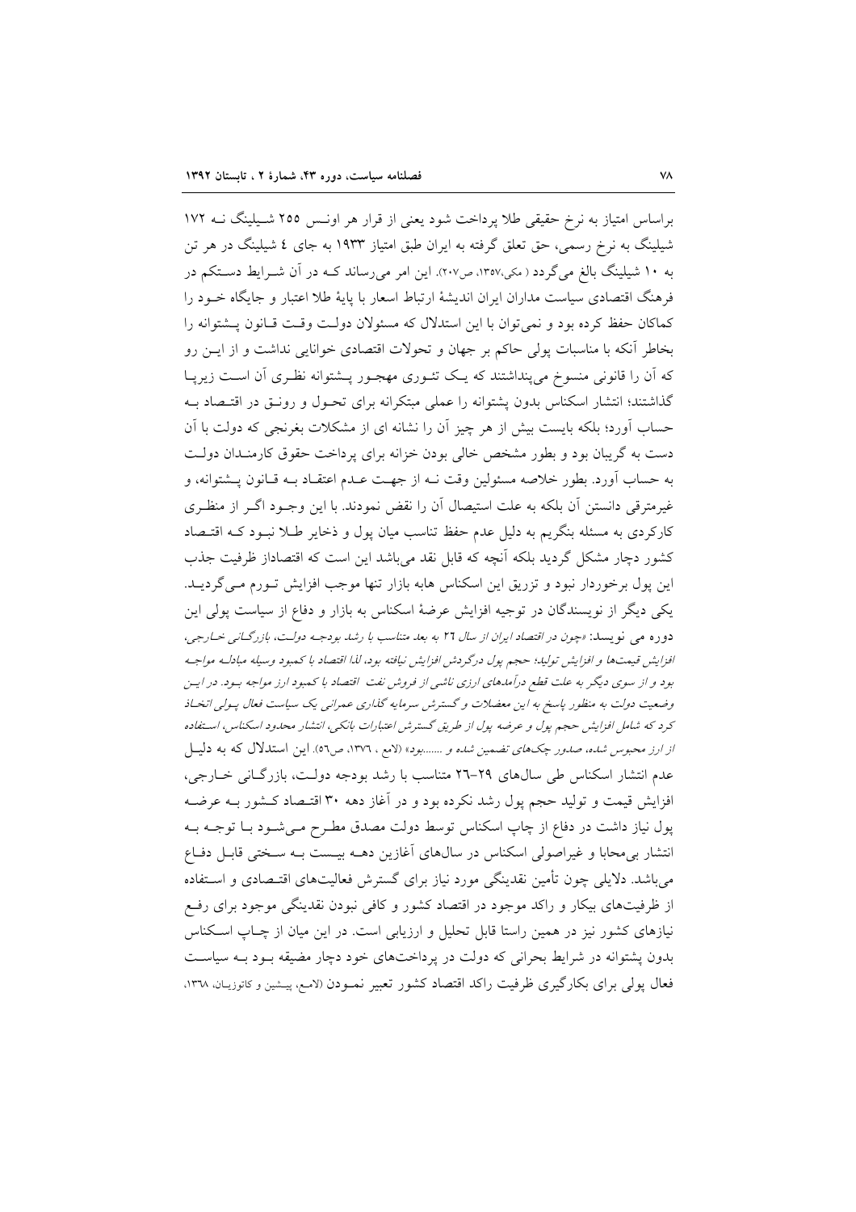براساس امتیاز به نرخ حقیقی طلا پرداخت شود یعنی از قرار هر اونس ۲۵۵ شیلینگ نه ۱۷۲ شیلینگ به نرخ رسمی، حق تعلق گرفته به ایران طبق امتیاز ۱۹۳۳ به جای ٤ شیلینگ در هر تن به ۱۰ شیلینگ بالغ می‌گردد (مکی،۱۳۵۷، ص۲۰۷). این امر می‌رساند کـه در آن شـرایط دسـتکم در فرهنگ اقتصادی سیاست مداران ایران اندیشهٔ ارتباط اسعار با پایهٔ طلا اعتبار و جایگاه خـود را کماکان حفظ کرده بود و نمی‌توان با این استدلال که مسئولان دولـت وقـت قـانون پـشتوانه را بخاطر آنکه با مناسبات پولی حاکم بر جهان و تحولات اقتصادی خوانایی نداشت و از ایـن رو که آن را قانونی منسوخ می‌پنداشتند که یـک تئـوری مهجـور پـشتوانه نظـری آن اسـت زیرپـا گذاشتند؛ انتشار اسکناس بدون پشتوانه را عملی مبتکرانه برای تحـول و رونـق در اقتـصاد بـه حساب آورد؛ بلکه بایست بیش از هر چیز آن را نشانه ای از مشکلات بغرنجی که دولت با آن دست به گریبان بود و بطور مشخص خالی بودن خزانه برای پرداخت حقوق کارمنـدان دولـت به حساب آورد. بطور خلاصه مسئولین وقت نـه از جهـت عـدم اعتقـاد بـه قـانون پـشتوانه، و غیرمترقی دانستن آن بلکه به علت استیصال آن را نقض نمودند. با این وجـود اگـر از منظـری کارکردی به مسئله بنگریم به دلیل عدم حفظ تناسب میان پول و ذخایر طـلا نبـود کـه اقتـصاد کشور دچار مشکل گردید بلکه آنچه که قابل نقد می‌باشد این است که اقتصاداز ظرفیت جذب این پول برخوردار نبود و تزریق این اسکناس هابه بازار تنها موجب افزایش تـورم مـی‌گردیـد. یکی دیگر از نویسندگان در توجیه افزایش عرضهٔ اسکناس به بازار و دفاع از سیاست پولی این دوره می نویسد: *«چون در اقتصاد ایران از سال ۲٦ به بعد متناسب با رشد بودجـه دولـت، بازرگـانی خـارجی، افزایش قیمت‌ها و افزایش تولید؛ حجم پول درگردش افزایش نیافته بود، لذا اقتصاد با کمبود وسیله مبادلـه مواجـه بود و از سوی دیگر به علت قطع درآمدهای ارزی ناشی از فروش نفت اقتصاد با کمبود ارز مواجه بـود. در ایـن وضعیت دولت به منظور پاسخ به این معضلات و گسترش سرمایه گذاری عمرانی یک سیاست فعال پـولی اتخـاذ کرد که شامل افزایش حجم پول و عرضه پول از طریق گسترش اعتبارات بانکی، انتشار محدود اسکناس، اسـتفاده از ارز محبوس شده، صدور چک‌های تضمین شده و .......بود»* (لامع ، ۱۳۷٦، ص٥٦). این استدلال که به دلیـل عدم انتشار اسکناس طی سال‌های ۲۹–۲٦ متناسب با رشد بودجه دولـت، بازرگـانی خـارجی، افزایش قیمت و تولید حجم پول رشد نکرده بود و در آغاز دهه ۳۰ اقتـصاد کـشور بـه عرضـه پول نیاز داشت در دفاع از چاپ اسکناس توسط دولت مصدق مطـرح مـی‌شـود بـا توجـه بـه انتشار بی‌محابا و غیراصولی اسکناس در سال‌های آغازین دهـه بیـست بـه سـختی قابـل دفـاع می‌باشد. دلایلی چون تأمین نقدینگی مورد نیاز برای گسترش فعالیت‌های اقتـصادی و اسـتفاده از ظرفیت‌های بیکار و راکد موجود در اقتصاد کشور و کافی نبودن نقدینگی موجود برای رفـع نیازهای کشور نیز در همین راستا قابل تحلیل و ارزیابی است. در این میان از چـاپ اسـکناس بدون پشتوانه در شرایط بحرانی که دولت در پرداخت‌های خود دچار مضیقه بـود بـه سیاسـت فعال پولی برای بکارگیری ظرفیت راکد اقتصاد کشور تعبیر نمـودن (لامع، پیشین و کاتوزیان، ۱۳٦۸،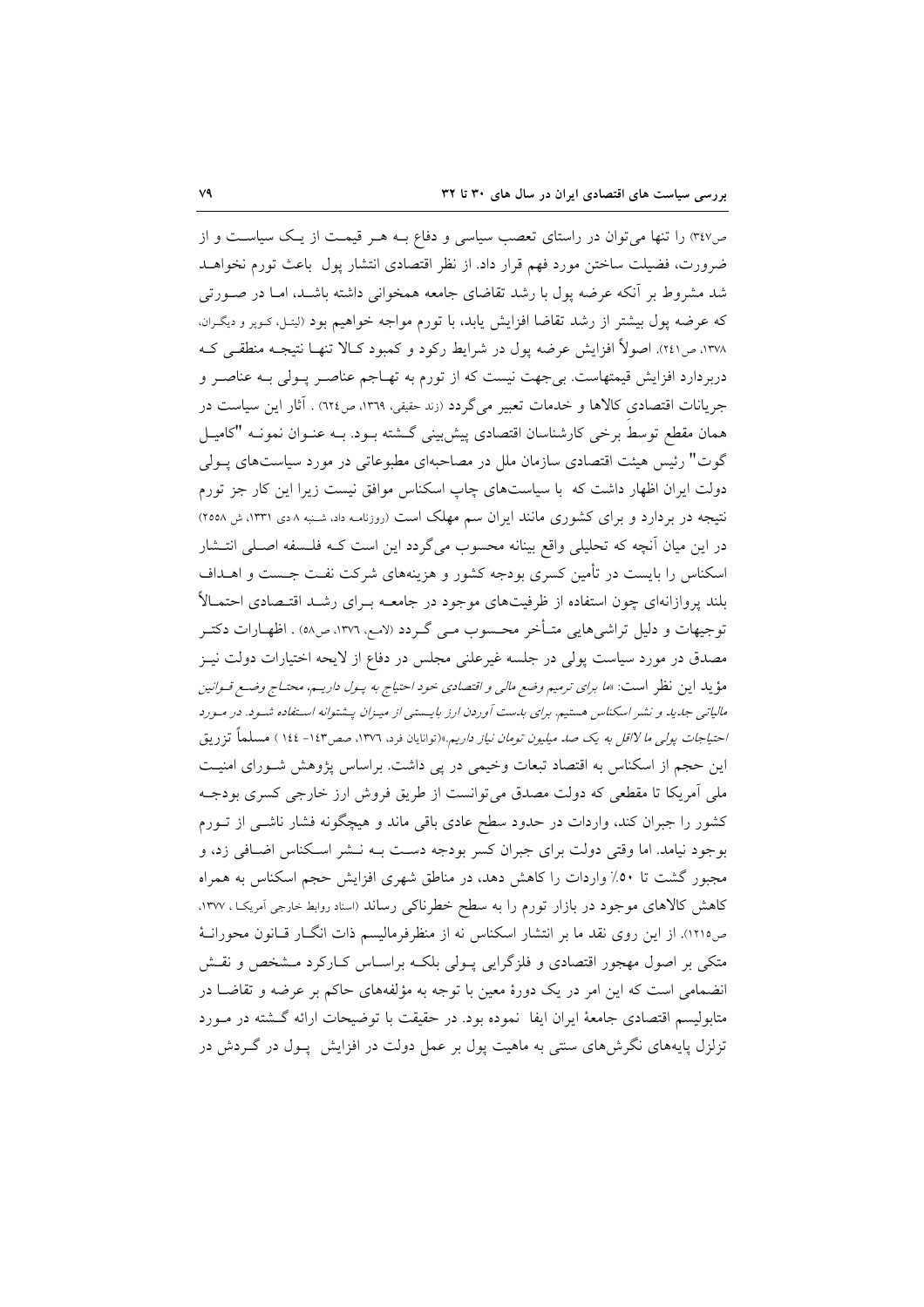ص۳٤۷) را تنها می‌توان در راستای تعصب سیاسی و دفاع بـه هـر قیمـت از یـک سیاسـت و از ضرورت، فضیلت ساختن مورد فهم قرار داد. از نظر اقتصادی انتشار پول باعث تورم نخواهـد شد مشروط بر آنکه عرضه پول با رشد تقاضای جامعه همخوانی داشته باشـد، امـا در صـورتی که عرضه پول بیشتر از رشد تقاضا افزایش یابد، با تورم مواجه خواهیم بود (لیتـل، کـوپر و دیگـران، ۱۳۷۸، ص۲٤۱). اصولاً افزایش عرضه پول در شرایط رکود و کمبود کـالا تنهـا نتیجـه منطقـی کـه دربردارد افزایش قیمتهاست. بی‌جهت نیست که از تورم به تهـاجم عناصـر پـولی بـه عناصـر و جریانات اقتصادی کالاها و خدمات تعبیر می‌گردد (زند حقیقی، ۱۳٦۹، ص٦۲٤) . آثار این سیاست در همان مقطع توسط برخی کارشناسان اقتصادی پیش‌بینی گـشته بـود. بـه عنـوان نمونـه "کامیـل گوت" رئیس هیئت اقتصادی سازمان ملل در مصاحبه‌ای مطبوعاتی در مورد سیاست‌های پـولی دولت ایران اظهار داشت که با سیاست‌های چاپ اسکناس موافق نیست زیرا این کار جز تورم نتیجه در بردارد و برای کشوری مانند ایران سم مهلک است (روزنامـه داد، شـنبه ۸ دی ۱۳۳۱، ش ۲۵۵۸) در این میان آنچه که تحلیلی واقع بینانه محسوب می‌گردد این است کـه فلـسفه اصـلی انتـشار اسکناس را بایست در تأمین کسری بودجه کشور و هزینه‌های شرکت نفـت جـست و اهـداف بلند پروازانه‌ای چون استفاده از ظرفیت‌های موجود در جامعـه بـرای رشـد اقتـصادی احتمـالاً توجیهات و دلیل تراشی‌هایی متـأخر محـسوب مـی گـردد (لامـع، ۱۳۷٦، ص۵۸) . اظهـارات دکتـر مصدق در مورد سیاست پولی در جلسه غیرعلنی مجلس در دفاع از لایحه اختیارات دولت نیـز مؤید این نظر است: «*ما برای ترمیم وضع مالی و اقتصادی خود احتیاج به پـول داریـم، محتـاج وضـع قـوانین مالیاتی جدید و نشر اسکناس هستیم. برای بدست آوردن ارز بایـستی از میـزان پـشتوانه اسـتفاده شـود. در مـورد احتیاجات پولی ما لااقل به یک صد میلیون تومان نیاز داریم.*»(توانایان فرد، ۱۳۷٦، صص۱٤۳- ۱٤٤ ) مسلماً تزریق این حجم از اسکناس به اقتصاد تبعات وخیمی در پی داشت. براساس پژوهش شـورای امنیـت ملی آمریکا تا مقطعی که دولت مصدق می‌توانست از طریق فروش ارز خارجی کسری بودجـه کشور را جبران کند، واردات در حدود سطح عادی باقی ماند و هیچگونه فشار ناشـی از تـورم بوجود نیامد. اما وقتی دولت برای جبران کسر بودجه دسـت بـه نـشر اسـکناس اضـافی زد، و مجبور گشت تا ۵۰٪ واردات را کاهش دهد، در مناطق شهری افزایش حجم اسکناس به همراه کاهش کالاهای موجود در بازار تورم را به سطح خطرناکی رساند (اسناد روابط خارجی آمریکـا ، ۱۳۷۷، ص۱۲۱۵). از این روی نقد ما بر انتشار اسکناس نه از منظرفرمالیسم ذات انگـار قـانون محورانـهٔ متکی بر اصول مهجور اقتصادی و فلزگرایی پـولی بلکـه براسـاس کـارکرد مـشخص و نقـش انضمامی است که این امر در یک دورهٔ معین با توجه به مؤلفه‌های حاکم بر عرضه و تقاضـا در متابولیسم اقتصادی جامعهٔ ایران ایفا نموده بود. در حقیقت با توضیحات ارائه گـشته در مـورد تزلزل پایه‌های نگرش‌های سنتی به ماهیت پول بر عمل دولت در افزایش پـول در گـردش در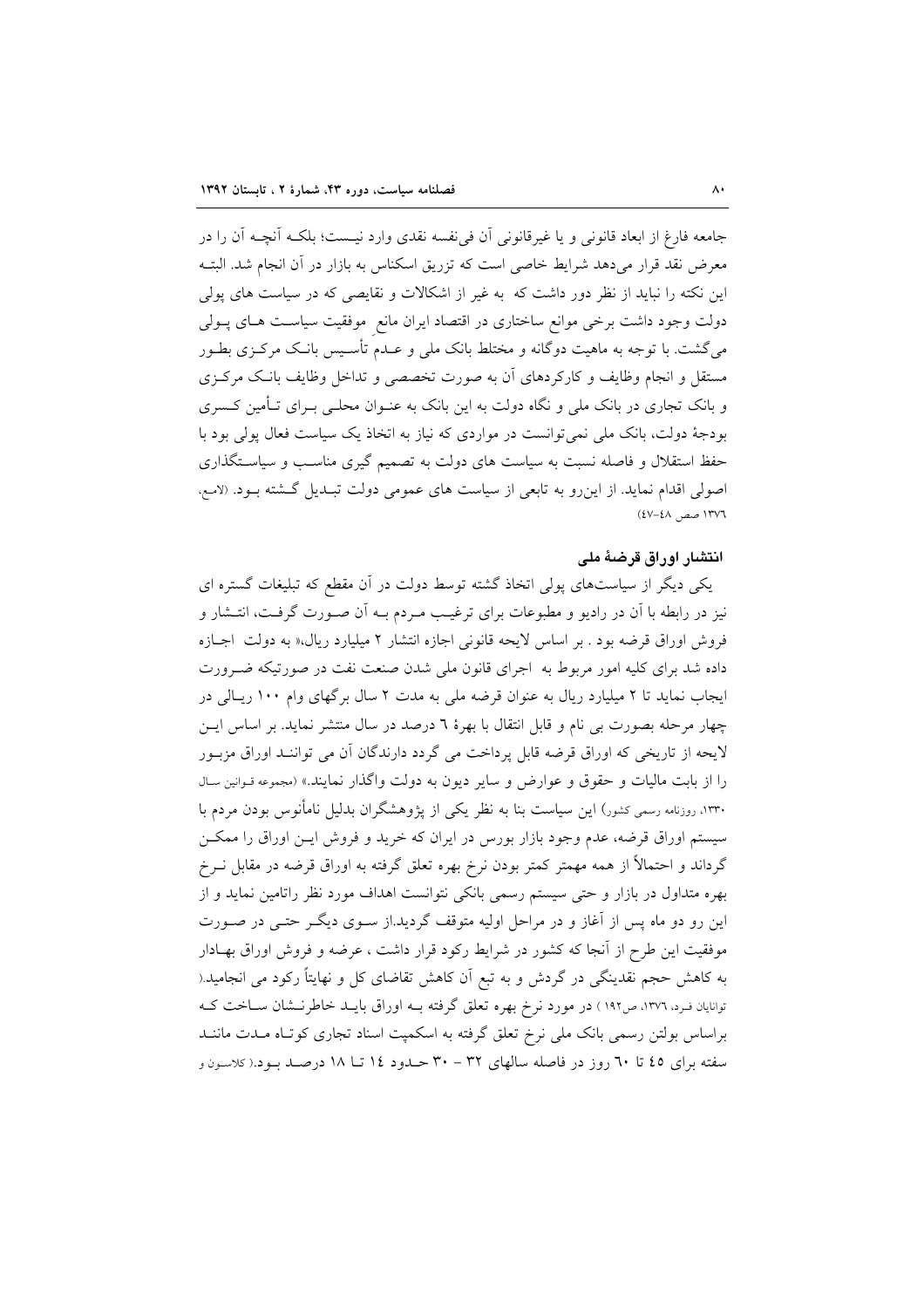جامعه فارغ از ابعاد قانونی و یا غیرقانونی آن فی‌نفسه نقدی وارد نیست؛ بلکه آنچه آن را در معرض نقد قرار می‌دهد شرایط خاصی است که تزریق اسکناس به بازار در آن انجام شد. البته این نکته را نباید از نظر دور داشت که به غیر از اشکالات و نقایصی که در سیاست های پولی دولت وجود داشت برخی موانع ساختاری در اقتصاد ایران مانع موفقیت سیاست های پولی می‌گشت. با توجه به ماهیت دوگانه و مختلط بانک ملی و عدم تأسیس بانک مرکزی بطور مستقل و انجام وظایف و کارکردهای آن به صورت تخصصی و تداخل وظایف بانک مرکزی و بانک تجاری در بانک ملی و نگاه دولت به این بانک به عنوان محلی برای تأمین کسری بودجهٔ دولت، بانک ملی نمی‌توانست در مواردی که نیاز به اتخاذ یک سیاست فعال پولی بود با حفظ استقلال و فاصله نسبت به سیاست های دولت به تصمیم گیری مناسب و سیاستگذاری اصولی اقدام نماید. از این‌رو به تابعی از سیاست های عمومی دولت تبدیل گشته بود. (لامع، ۱۳۷٦ صص ٤۸-٤۷)

### انتشار اوراق قرضهٔ ملی

یکی دیگر از سیاست‌های پولی اتخاذ گشته توسط دولت در آن مقطع که تبلیغات گستره ای نیز در رابطه با آن در رادیو و مطبوعات برای ترغیب مردم بـه آن صورت گرفت، انتشار و فروش اوراق قرضه بود . بر اساس لایحه قانونی اجازه انتشار ۲ میلیارد ریال،« به دولت اجازه داده شد برای کلیه امور مربوط به اجرای قانون ملی شدن صنعت نفت در صورتیکه ضرورت ایجاب نماید تا ۲ میلیارد ریال به عنوان قرضه ملی به مدت ۲ سال برگهای وام ۱۰۰ ریالی در چهار مرحله بصورت بی نام و قابل انتقال با بهرهٔ ٦ درصد در سال منتشر نماید. بر اساس این لایحه از تاریخی که اوراق قرضه قابل پرداخت می گردد دارندگان آن می توانند اوراق مزبور را از بابت مالیات و حقوق و عوارض و سایر دیون به دولت واگذار نمایند.» (مجموعه قوانین سال ۱۳۳۰، روزنامه رسمی کشور) این سیاست بنا به نظر یکی از پژوهشگران بدلیل نامأنوس بودن مردم با سیستم اوراق قرضه، عدم وجود بازار بورس در ایران که خرید و فروش این اوراق را ممکن گرداند و احتمالاً از همه مهمتر کمتر بودن نرخ بهره تعلق گرفته به اوراق قرضه در مقابل نرخ بهره متداول در بازار و حتی سیستم رسمی بانکی نتوانست اهداف مورد نظر راتامین نماید و از این رو دو ماه پس از آغاز و در مراحل اولیه متوقف گردید.از سوی دیگر حتی در صورت موفقیت این طرح از آنجا که کشور در شرایط رکود قرار داشت ، عرضه و فروش اوراق بهادار به کاهش حجم نقدینگی در گردش و به تبع آن کاهش تقاضای کل و نهایتاً رکود می انجامید.( توانایان فرد، ۱۳۷٦، ص۱۹۲ ) در مورد نرخ بهره تعلق گرفته بـه اوراق بایـد خاطرنـشان سـاخت کـه براساس بولتن رسمی بانک ملی نرخ تعلق گرفته به اسکمپت اسناد تجاری کوتاه مدت مانند سفته برای ٤٥ تا ٦۰ روز در فاصله سالهای ۳۲ – ۳۰ حدود ١٤ تا ١٨ درصد بود.( کلاسون و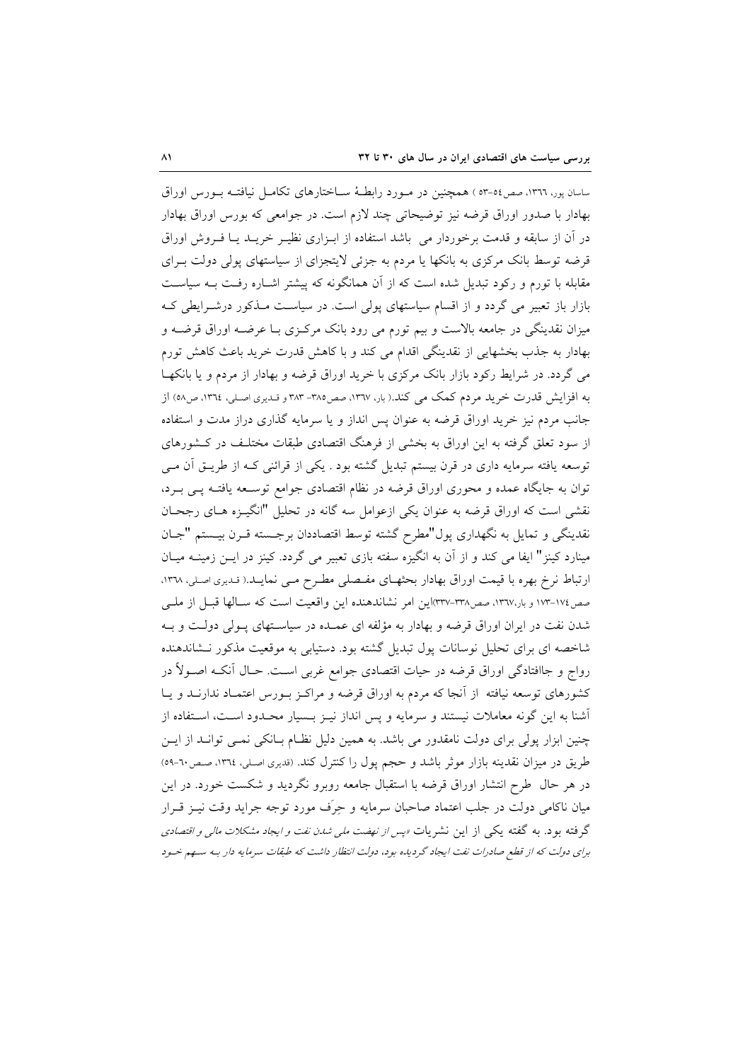ساسان پور، ۱۳۶۶، صص۵۴-۵۳ ) همچنین در مورد رابطهٔ ساختارهای تکامل نیافته بورس اوراق بهادار با صدور اوراق قرضه نیز توضیحاتی چند لازم است. در جوامعی که بورس اوراق بهادار در آن از سابقه و قدمت برخوردار می باشد استفاده از ابزاری نظیر خرید یا فروش اوراق قرضه توسط بانک مرکزی به بانکها یا مردم به جزئی لاینجزای از سیاستهای پولی دولت برای مقابله با تورم و رکود تبدیل شده است که از آن همانگونه که پیشتر اشاره رفت به سیاست بازار باز تعبیر می گردد و از اقسام سیاستهای پولی است. در سیاست مذکور درشرایطی که میزان نقدینگی در جامعه بالاست و بیم تورم می رود بانک مرکزی با عرضه اوراق قرضه و بهادار به جذب بخشهایی از نقدینگی اقدام می کند و با کاهش قدرت خرید باعث کاهش تورم می گردد. در شرایط رکود بازار بانک مرکزی با خرید اوراق قرضه و بهادار از مردم و یا بانکها به افزایش قدرت خرید مردم کمک می کند.( بار، ۱۳۶۷، صص۳۸۵- ۳۸۳ و قدیری اصلی، ۱۳۶۴، ص۵۸) از جانب مردم نیز خرید اوراق قرضه به عنوان پس انداز و یا سرمایه گذاری دراز مدت و استفاده از سود تعلق گرفته به این اوراق به بخشی از فرهنگ اقتصادی طبقات مختلف در کشورهای توسعه یافته سرمایه داری در قرن بیستم تبدیل گشته بود . یکی از قرائنی که از طریق آن می توان به جایگاه عمده و محوری اوراق قرضه در نظام اقتصادی جوامع توسعه یافته پی برد، نقشی است که اوراق قرضه به عنوان یکی ازعوامل سه گانه در تحلیل "انگیزه های رجحان نقدینگی و تمایل به نگهداری پول"مطرح گشته توسط اقتصاددان برجسته قرن بیستم "جان مینارد کینز" ایفا می کند و از آن به انگیزه سفته بازی تعبیر می گردد. کینز در این زمینه میان ارتباط نرخ بهره با قیمت اوراق بهادار بحثهای مفصلی مطرح می نماید.( قدیری اصلی، ۱۳۶۸، صص۱۷۴-۱۷۳ و بار،۱۳۶۷، صص۳۳۸-۳۳۷)این امر نشاندهنده این واقعیت است که سالها قبل از ملی شدن نفت در ایران اوراق قرضه و بهادار به مؤلفه ای عمده در سیاستهای پولی دولت و به شاخصه ای برای تحلیل نوسانات پول تبدیل گشته بود. دستیابی به موقعیت مذکور نشاندهنده رواج و جاافتادگی اوراق قرضه در حیات اقتصادی جوامع غربی است. حال آنکه اصولاً در کشورهای توسعه نیافته از آنجا که مردم به اوراق قرضه و مراکز بورس اعتماد ندارند و یا آشنا به این گونه معاملات نیستند و سرمایه و پس انداز نیز بسیار محدود است، استفاده از چنین ابزار پولی برای دولت نامقدور می باشد. به همین دلیل نظام بانکی نمی تواند از این طریق در میزان نقدینه بازار موثر باشد و حجم پول را کنترل کند. (قدیری اصلی، ۱۳۶۴، صص۶۰-۵۹)

در هر حال طرح انتشار اوراق قرضه با استقبال جامعه روبرو نگردید و شکست خورد. در این میان ناکامی دولت در جلب اعتماد صاحبان سرمایه و حِرَف مورد توجه جراید وقت نیز قرار گرفته بود. به گفته یکی از این نشریات *«پس از نهضت ملی شدن نفت و ایجاد مشکلات مالی و اقتصادی برای دولت که از قطع صادرات نفت ایجاد گردیده بود، دولت انتظار داشت که طبقات سرمایه دار به سهم خود*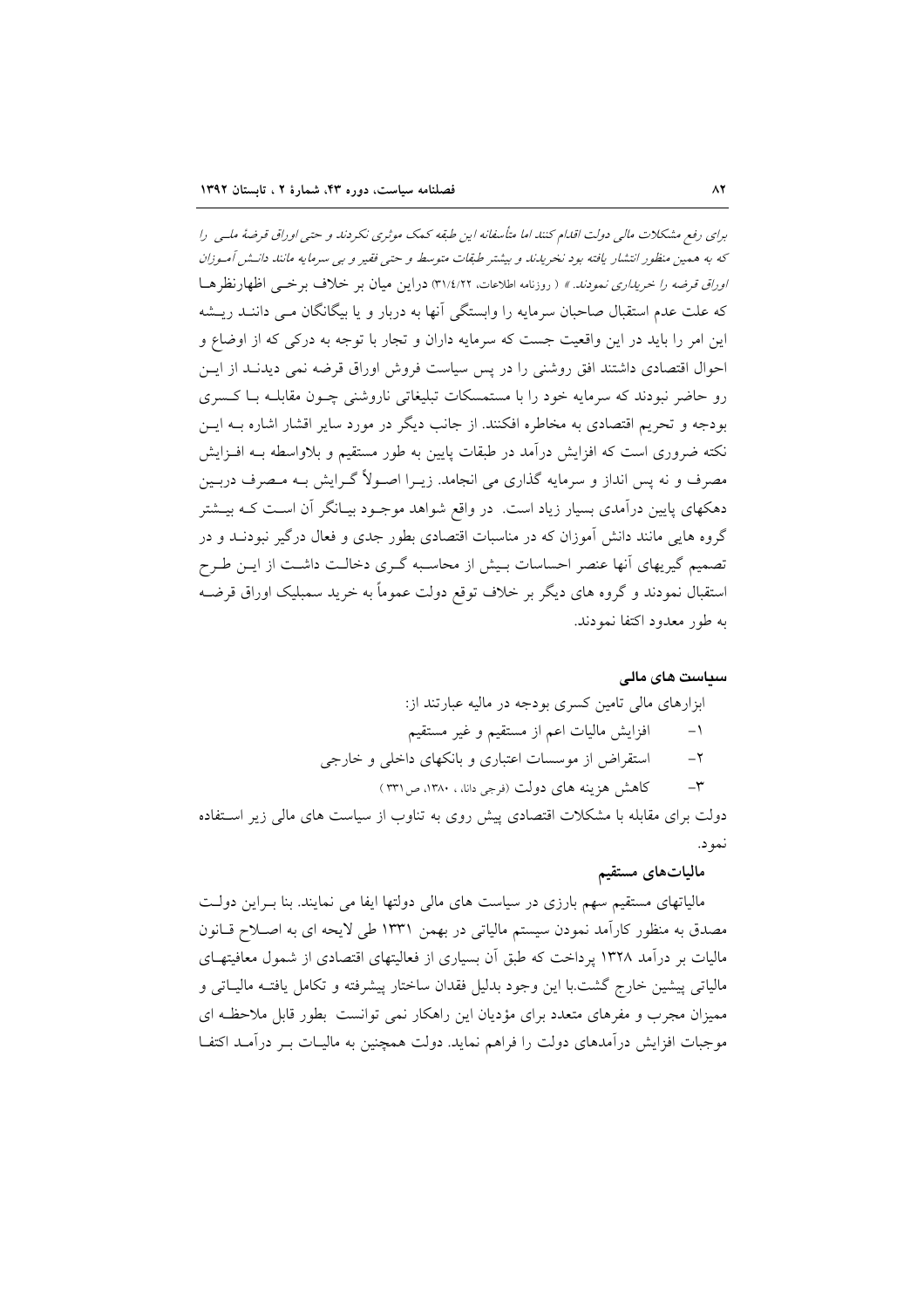*برای رفع مشکلات مالی دولت اقدام کنند اما متأسفانه این طبقه کمک موثری نکردند و حتی اوراق قرضهٔ ملـی را که به همین منظور انتشار یافته بود نخریدند و بیشتر طبقات متوسط و حتی فقیر و بی سرمایه مانند دانـش آمـوزان اوراق قرضه را خریداری نمودند.»* ( روزنامه اطلاعات، ۳۱/٤/۲۲) دراین میان بر خلاف برخـی اظهارنظرهـا که علت عدم استقبال صاحبان سرمایه را وابستگی آنها به دربار و یا بیگانگان مـی داننـد ریـشه این امر را باید در این واقعیت جست که سرمایه داران و تجار با توجه به درکی که از اوضاع و احوال اقتصادی داشتند افق روشنی را در پس سیاست فروش اوراق قرضه نمی دیدنـد از ایـن رو حاضر نبودند که سرمایه خود را با مستمسکات تبلیغاتی ناروشنی چـون مقابلـه بـا کـسری بودجه و تحریم اقتصادی به مخاطره افکنند. از جانب دیگر در مورد سایر اقشار اشاره بـه ایـن نکته ضروری است که افزایش درآمد در طبقات پایین به طور مستقیم و بلاواسطه بـه افـزایش مصرف و نه پس انداز و سرمایه گذاری می انجامد. زیـرا اصـولاً گـرایش بـه مـصرف دربـین دهکهای پایین درآمدی بسیار زیاد است. در واقع شواهد موجـود بیـانگر آن اسـت کـه بیـشتر گروه هایی مانند دانش آموزان که در مناسبات اقتصادی بطور جدی و فعال درگیر نبودنـد و در تصمیم گیریهای آنها عنصر احساسات بـیش از محاسـبه گـری دخالـت داشـت از ایـن طـرح استقبال نمودند و گروه های دیگر بر خلاف توقع دولت عموماً به خرید سمبلیک اوراق قرضـه به طور معدود اکتفا نمودند.

### سیاست های مالی

ابزارهای مالی تامین کسری بودجه در مالیه عبارتند از:

۱- افزایش مالیات اعم از مستقیم و غیر مستقیم

۲- استقراض از موسسات اعتباری و بانکهای داخلی و خارجی

۳- کاهش هزینه های دولت (فرجی دانا، ، ۱۳۸۰، ص۳۳۱ )

دولت برای مقابله با مشکلات اقتصادی پیش روی به تناوب از سیاست های مالی زیر اسـتفاده نمود.

### مالیات‌های مستقیم

مالیاتهای مستقیم سهم بارزی در سیاست های مالی دولتها ایفا می نمایند. بنا بـراین دولـت مصدق به منظور کارآمد نمودن سیستم مالیاتی در بهمن ۱۳۳۱ طی لایحه ای به اصـلاح قـانون مالیات بر درآمد ۱۳۲۸ پرداخت که طبق آن بسیاری از فعالیتهای اقتصادی از شمول معافیتهـای مالیاتی پیشین خارج گشت.با این وجود بدلیل فقدان ساختار پیشرفته و تکامل یافتـه مالیـاتی و ممیزان مجرب و مفرهای متعدد برای مؤدیان این راهکار نمی توانست بطور قابل ملاحظـه ای موجبات افزایش درآمدهای دولت را فراهم نماید. دولت همچنین به مالیـات بـر درآمـد اکتفـا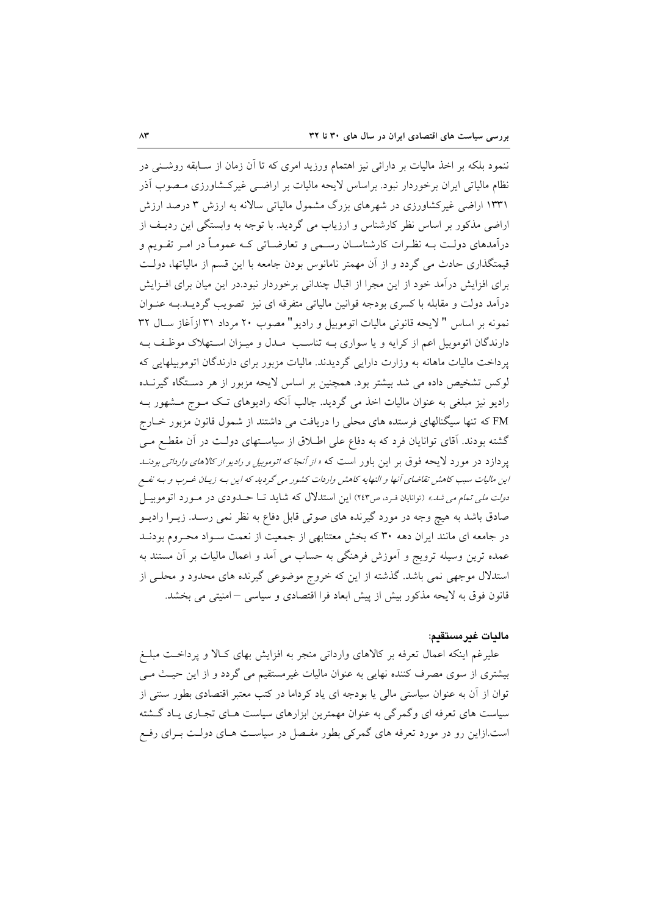ننمود بلکه بر اخذ مالیات بر دارائی نیز اهتمام ورزید امری که تا آن زمان از سـابقه روشـنی در نظام مالیاتی ایران برخوردار نبود. براساس لایحه مالیات بر اراضـی غیرکـشاورزی مـصوب آذر ۱۳۳۱ اراضی غیرکشاورزی در شهرهای بزرگ مشمول مالیاتی سالانه به ارزش ۳ درصد ارزش اراضی مذکور بر اساس نظر کارشناس و ارزیاب می گردید. با توجه به وابستگی این ردیـف از درآمدهای دولـت بـه نظـرات کارشناسـان رسـمی و تعارضـاتی کـه عموماً در امـر تقـویم و قیمتگذاری حادث می گردد و از آن مهمتر نامانوس بودن جامعه با این قسم از مالیاتها، دولـت برای افزایش درآمد خود از این مجرا از اقبال چندانی برخوردار نبود.در این میان برای افـزایش درآمد دولت و مقابله با کسری بودجه قوانین مالیاتی متفرقه ای نیز تصویب گردیـد.بـه عنـوان نمونه بر اساس " لایحه قانونی مالیات اتوموبیل و رادیو" مصوب ۲۰ مرداد ۳۱ ازآغاز سـال ۳۲ دارندگان اتوموبیل اعم از کرایه و یا سواری بـه تناسـب مـدل و میـزان اسـتهلاک موظـف بـه پرداخت مالیات ماهانه به وزارت دارایی گردیدند. مالیات مزبور برای دارندگان اتوموبیلهایی که لوکس تشخیص داده می شد بیشتر بود. همچنین بر اساس لایحه مزبور از هر دسـتگاه گیرنـده رادیو نیز مبلغی به عنوان مالیات اخذ می گردید. جالب آنکه رادیوهای تـک مـوج مـشهور بـه FM که تنها سیگنالهای فرستده های محلی را دریافت می داشتند از شمول قانون مزبور خـارج گشته بودند. آقای توانایان فرد که به دفاع علی اطـلاق از سیاسـتهای دولـت در آن مقطـع مـی پردازد در مورد لایحه فوق بر این باور است که *« از آنجا که اتوموبیل و رادیو از کالاهای وارداتی بودنـد این مالیات سبب کاهش تقاضای آنها و النهایه کاهش واردات کشور می گردید که این بـه زیـان غـرب و بـه نفـع دولت ملی تمام می شد.»* (توانایان فـرد، ص۲٤۳) این استدلال که شاید تـا حـدودی در مـورد اتوموبیـل صادق باشد به هیچ وجه در مورد گیرنده های صوتی قابل دفاع به نظر نمی رسـد. زیـرا رادیـو در جامعه ای مانند ایران دهه ۳۰ که بخش معتنابهی از جمعیت از نعمت سـواد محـروم بودنـد عمده ترین وسیله ترویج و آموزش فرهنگی به حساب می آمد و اعمال مالیات بر آن مستند به استدلال موجهی نمی باشد. گذشته از این که خروج موضوعی گیرنده های محدود و محلـی از قانون فوق به لایحه مذکور بیش از پیش ابعاد فرا اقتصادی و سیاسی – امنیتی می بخشد.

**مالیات غیرمستقیم:**

علیرغم اینکه اعمال تعرفه بر کالاهای وارداتی منجر به افزایش بهای کـالا و پرداخـت مبلـغ بیشتری از سوی مصرف کننده نهایی به عنوان مالیات غیرمستقیم می گردد و از این حیـث مـی توان از آن به عنوان سیاستی مالی یا بودجه ای یاد کرداما در کتب معتبر اقتصادی بطور سنتی از سیاست های تعرفه ای وگمرگی به عنوان مهمترین ابزارهای سیاست هـای تجـاری یـاد گـشته است.ازاین رو در مورد تعرفه های گمرکی بطور مفـصل در سیاسـت هـای دولـت بـرای رفـع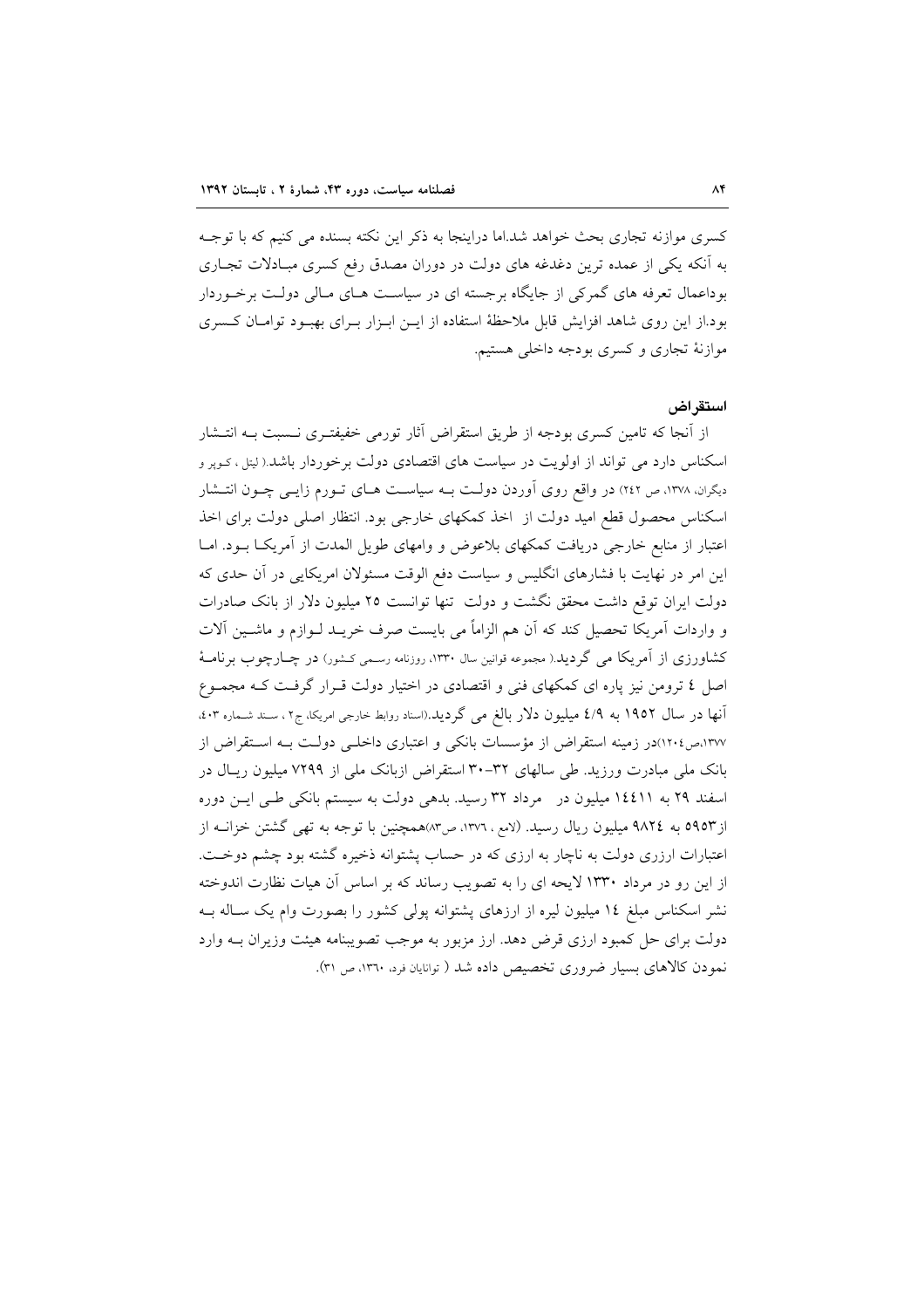کسری موازنه تجاری بحث خواهد شد.اما دراینجا به ذکر این نکته بسنده می کنیم که با توجـه به آنکه یکی از عمده ترین دغدغه های دولت در دوران مصدق رفع کسری مبـادلات تجـاری بوداعمال تعرفه های گمرکی از جایگاه برجسته ای در سیاسـت هـای مـالی دولـت برخـوردار بود.از این روی شاهد افزایش قابل ملاحظهٔ استفاده از ایـن ابـزار بـرای بهبـود توامـان کـسری موازنهٔ تجاری و کسری بودجه داخلی هستیم.

### استقراض

از آنجا که تامین کسری بودجه از طریق استقراض آثار تورمی خفیفتـری نـسبت بـه انتـشار اسکناس دارد می تواند از اولویت در سیاست های اقتصادی دولت برخوردار باشد.( لیتل ، کـوپر و دیگران، ۱۳۷۸، ص ۲٤۲) در واقع روی آوردن دولـت بـه سیاسـت هـای تـورم زایـی چـون انتـشار اسکناس محصول قطع امید دولت از اخذ کمکهای خارجی بود. انتظار اصلی دولت برای اخذ اعتبار از منابع خارجی دریافت کمکهای بلاعوض و وامهای طویل المدت از آمریکـا بـود. امـا این امر در نهایت با فشارهای انگلیس و سیاست دفع الوقت مسئولان امریکایی در آن حدی که دولت ایران توقع داشت محقق نگشت و دولت تنها توانست ۲۵ میلیون دلار از بانک صادرات و واردات آمریکا تحصیل کند که آن هم الزاماً می بایست صرف خریـد لـوازم و ماشـین آلات کشاورزی از آمریکا می گردید.( مجموعه قوانین سال ۱۳۳۰، روزنامه رسـمی کـشور) در چـارچوب برنامـهٔ اصل ٤ ترومن نیز پاره ای کمکهای فنی و اقتصادی در اختیار دولت قـرار گرفـت کـه مجمـوع آنها در سال ۱۹۵۲ به ٤/۹ میلیون دلار بالغ می گردید.(اسناد روابط خارجی امریکا، ج۲ ، سـند شـماره ٤۰۳، ۱۳۷۷،ص۱۲۰٤)در زمینه استقراض از مؤسسات بانکی و اعتباری داخلـی دولـت بـه اسـتقراض از بانک ملی مبادرت ورزید. طی سالهای ۳۲-۳۰ استقراض ازبانک ملی از ۷۲۹۹ میلیون ریـال در اسفند ۲۹ به ۱٤٤۱۱ میلیون در مرداد ۳۲ رسید. بدهی دولت به سیستم بانکی طـی ایـن دوره از۵۹۵۳ به ۹۸۲٤ میلیون ریال رسید. (لامع ، ۱۳۷٦، ص۸۳)همچنین با توجه به تهی گشتن خزانـه از اعتبارات ارزی دولت به ناچار به ارزی که در حساب پشتوانه ذخیره گشته بود چشم دوخـت. از این رو در مرداد ۱۳۳۰ لایحه ای را به تصویب رساند که بر اساس آن هیات نظارت اندوخته نشر اسکناس مبلغ ۱٤ میلیون لیره از ارزهای پشتوانه پولی کشور را بصورت وام یک سـاله بـه دولت برای حل کمبود ارزی قرض دهد. ارز مزبور به موجب تصویبنامه هیئت وزیران بـه وارد نمودن کالاهای بسیار ضروری تخصیص داده شد ( توانایان فرد، ۱۳٦۰، ص ۳۱).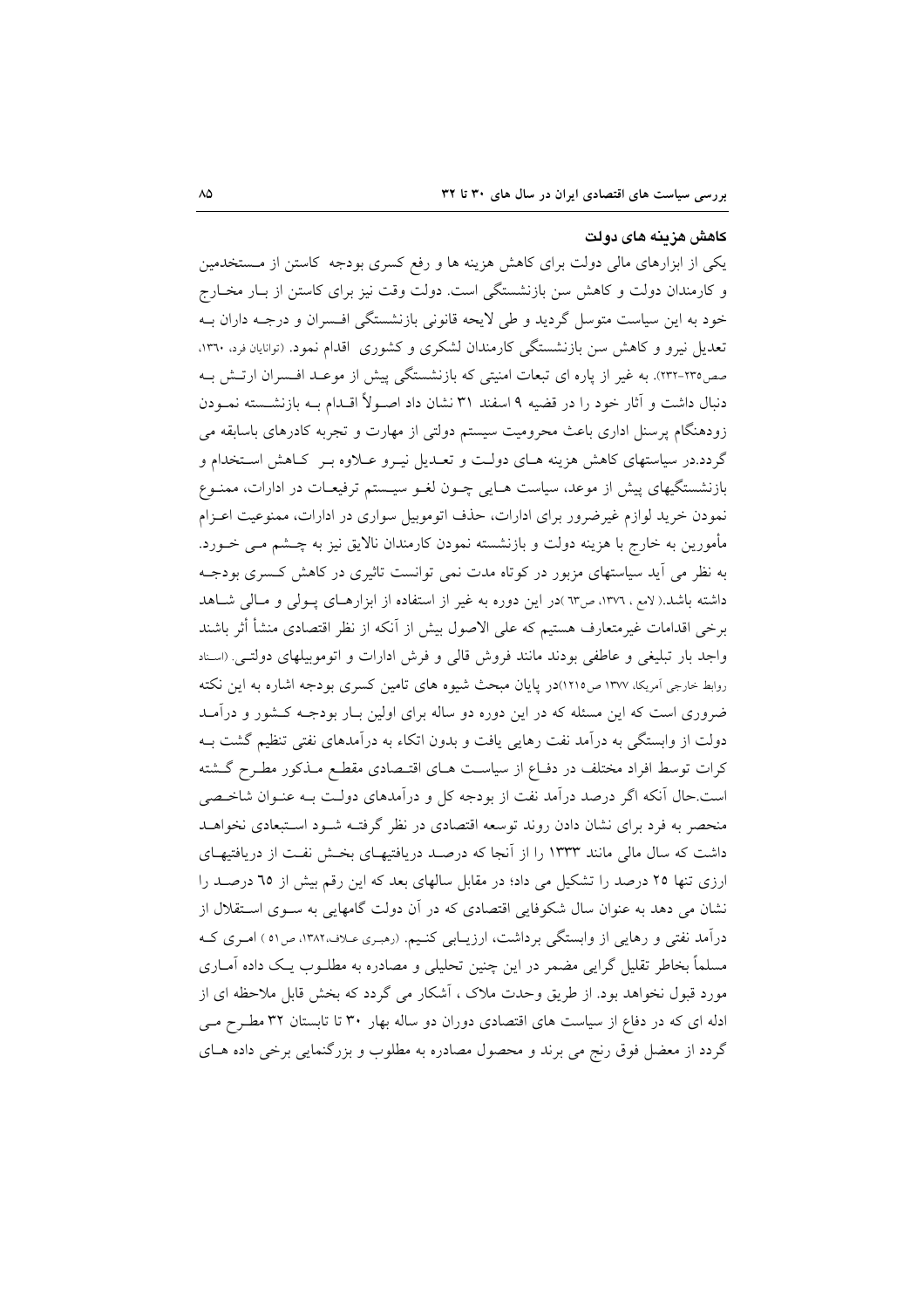### کاهش هزینه های دولت

یکی از ابزارهای مالی دولت برای کاهش هزینه ها و رفع کسری بودجه کاستن از مستخدمین و کارمندان دولت و کاهش سن بازنشستگی است. دولت وقت نیز برای کاستن از بار مخارج خود به این سیاست متوسل گردید و طی لایحه قانونی بازنشستگی افسران و درجه داران به تعدیل نیرو و کاهش سن بازنشستگی کارمندان لشکری و کشوری اقدام نمود. (توانایان فرد، ۱۳٦۰، صص۲۳۵-۲۳۲). به غیر از پاره ای تبعات امنیتی که بازنشستگی پیش از موعد افسران ارتش به دنبال داشت و آثار خود را در قضیه ۹ اسفند ۳۱ نشان داد اصولاً اقدام به بازنشسته نمودن زودهنگام پرسنل اداری باعث محرومیت سیستم دولتی از مهارت و تجربه کادرهای باسابقه می گردد.در سیاستهای کاهش هزینه های دولت و تعدیل نیرو علاوه بر کاهش استخدام و بازنشستگیهای پیش از موعد، سیاست هایی چون لغو سیستم ترفیعات در ادارات، ممنوع نمودن خرید لوازم غیرضرور برای ادارات، حذف اتومبیل سواری در ادارات، ممنوعیت اعزام مأمورین به خارج با هزینه دولت و بازنشسته نمودن کارمندان نالایق نیز به چشم می خورد. به نظر می آید سیاستهای مزبور در کوتاه مدت نمی توانست تاثیری در کاهش کسری بودجه داشته باشد.( لامع ، ۱۳۷٦، ص٦۳ )در این دوره به غیر از استفاده از ابزارهای پولی و مالی شاهد برخی اقدامات غیرمتعارف هستیم که علی الاصول بیش از آنکه از نظر اقتصادی منشأ أثر باشند واجد بار تبلیغی و عاطفی بودند مانند فروش قالی و فرش ادارات و اتومبیلهای دولتی. (اسناد روابط خارجی آمریکا، ۱۳۷۷ ص۱۲۱۵)در پایان مبحث شیوه های تامین کسری بودجه اشاره به این نکته ضروری است که این مسئله که در این دوره دو ساله برای اولین بار بودجه کشور و درآمد دولت از وابستگی به درآمد نفت رهایی یافت و بدون اتکاء به درآمدهای نفتی تنظیم گشت به کرات توسط افراد مختلف در دفاع از سیاست های اقتصادی مقطع مذکور مطرح گشته است.حال آنکه اگر درصد درآمد نفت از بودجه کل و درآمدهای دولت به عنوان شاخصی منحصر به فرد برای نشان دادن روند توسعه اقتصادی در نظر گرفته شود استبعادی نخواهد داشت که سال مالی مانند ۱۳۳۳ را از آنجا که درصد دریافتیهای بخش نفت از دریافتیهای ارزی تنها ۲۵ درصد را تشکیل می داد؛ در مقابل سالهای بعد که این رقم بیش از ٦۵ درصد را نشان می دهد به عنوان سال شکوفایی اقتصادی که در آن دولت گامهایی به سوی استقلال از درآمد نفتی و رهایی از وابستگی برداشت، ارزیابی کنیم. (رهبری علاف،۱۳۸۲، ص۵۱ ) امری که مسلماً بخاطر تقلیل گرایی مضمر در این چنین تحلیلی و مصادره به مطلوب یک داده آماری مورد قبول نخواهد بود. از طریق وحدت ملاک ، آشکار می گردد که بخش قابل ملاحظه ای از ادله ای که در دفاع از سیاست های اقتصادی دوران دو ساله بهار ۳۰ تا تابستان ۳۲ مطرح می گردد از معضل فوق رنج می برند و محصول مصادره به مطلوب و بزرگنمایی برخی داده های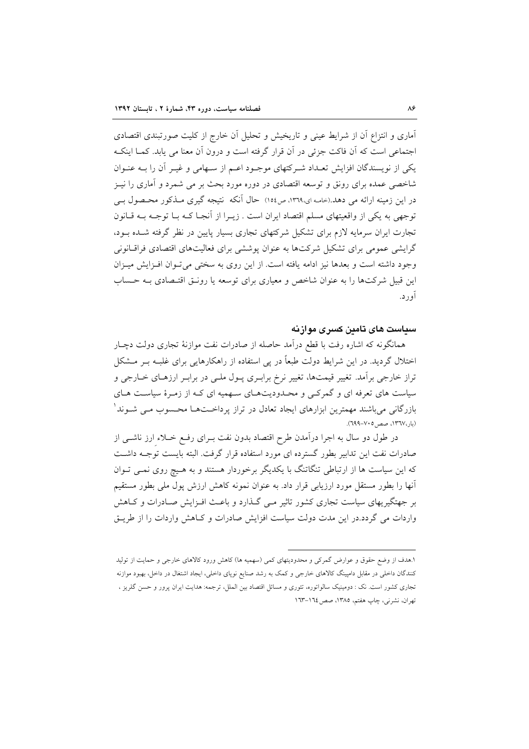آماری و انتزاع آن از شرایط عینی و تاریخیش و تحلیل آن خارج از کلیت صورتبندی اقتصادی اجتماعی است که آن فاکت جزئی در آن قرار گرفته است و درون آن معنا می یابد. کما اینکه یکی از نویسندگان افزایش تعداد شرکتهای موجود اعم از سهامی و غیر آن را به عنوان شاخصی عمده برای رونق و توسعه اقتصادی در دوره مورد بحث بر می شمرد و آماری را نیز در این زمینه ارائه می دهد.(خامه ای،۱۳٦۹، ص۱٥٤) حال آنکه نتیجه گیری مذکور محصول بی توجهی به یکی از واقعیتهای مسلم اقتصاد ایران است . زیرا از آنجا که با توجه به قانون تجارت ایران سرمایه لازم برای تشکیل شرکتهای تجاری بسیار پایین در نظر گرفته شده بود، گرایشی عمومی برای تشکیل شرکت‌ها به عنوان پوششی برای فعالیت‌های اقتصادی فراقانونی وجود داشته است و بعدها نیز ادامه یافته است. از این روی به سختی می‌توان افزایش میزان این قبیل شرکت‌ها را به عنوان شاخص و معیاری برای توسعه یا رونق اقتصادی به حساب آورد.

## سیاست های تامین کسری موازنه

همانگونه که اشاره رفت با قطع درآمد حاصله از صادرات نفت موازنهٔ تجاری دولت دچار اختلال گردید. در این شرایط دولت طبعاً در پی استفاده از راهکارهایی برای غلبه بر مشکل تراز خارجی برآمد. تغییر قیمت‌ها، تغییر نرخ برابری پول ملی در برابر ارزهای خارجی و سیاست های تعرفه ای و گمرکی و محدودیت‌های سهمیه ای که از زمرهٔ سیاست های بازرگانی می‌باشند مهمترین ابزارهای ایجاد تعادل در تراز پرداخت‌ها محسوب می شوند[1] (بار،۱۳٦۷، صص۷۰٥-٦۹۹).

در طول دو سال به اجرا درآمدن طرح اقتصاد بدون نفت برای رفع خلاء ارز ناشی از صادرات نفت این تدابیر بطور گسترده ای مورد استفاده قرار گرفت. البته بایست توجه داشت که این سیاست ها از ارتباطی تنگاتنگ با یکدیگر برخوردار هستند و به هیچ روی نمی توان آنها را بطور مستقل مورد ارزیابی قرار داد. به عنوان نمونه کاهش ارزش پول ملی بطور مستقیم بر جهتگیریهای سیاست تجاری کشور تاثیر می گذارد و باعث افزایش صادرات و کاهش واردات می گردد.در این مدت دولت سیاست افزایش صادرات و کاهش واردات را از طریق

---

۱.هدف از وضع حقوق و عوارض گمرکی و محدودیتهای کمی (سهمیه ها) کاهش ورود کالاهای خارجی و حمایت از تولید کنندگان داخلی در مقابل دامپینگ کالاهای خارجی و کمک به رشد صنایع نوپای داخلی، ایجاد اشتغال در داخل، بهبود موازنه تجاری کشور است. نک : دومینیک سالواتوره، تئوری و مسائل اقتصاد بین الملل، ترجمه: هدایت ایران پرور و حسن گلریز ، تهران، نشرنی، چاپ هفتم، ۱۳۸٥، صص۱٦٤-۱٦۳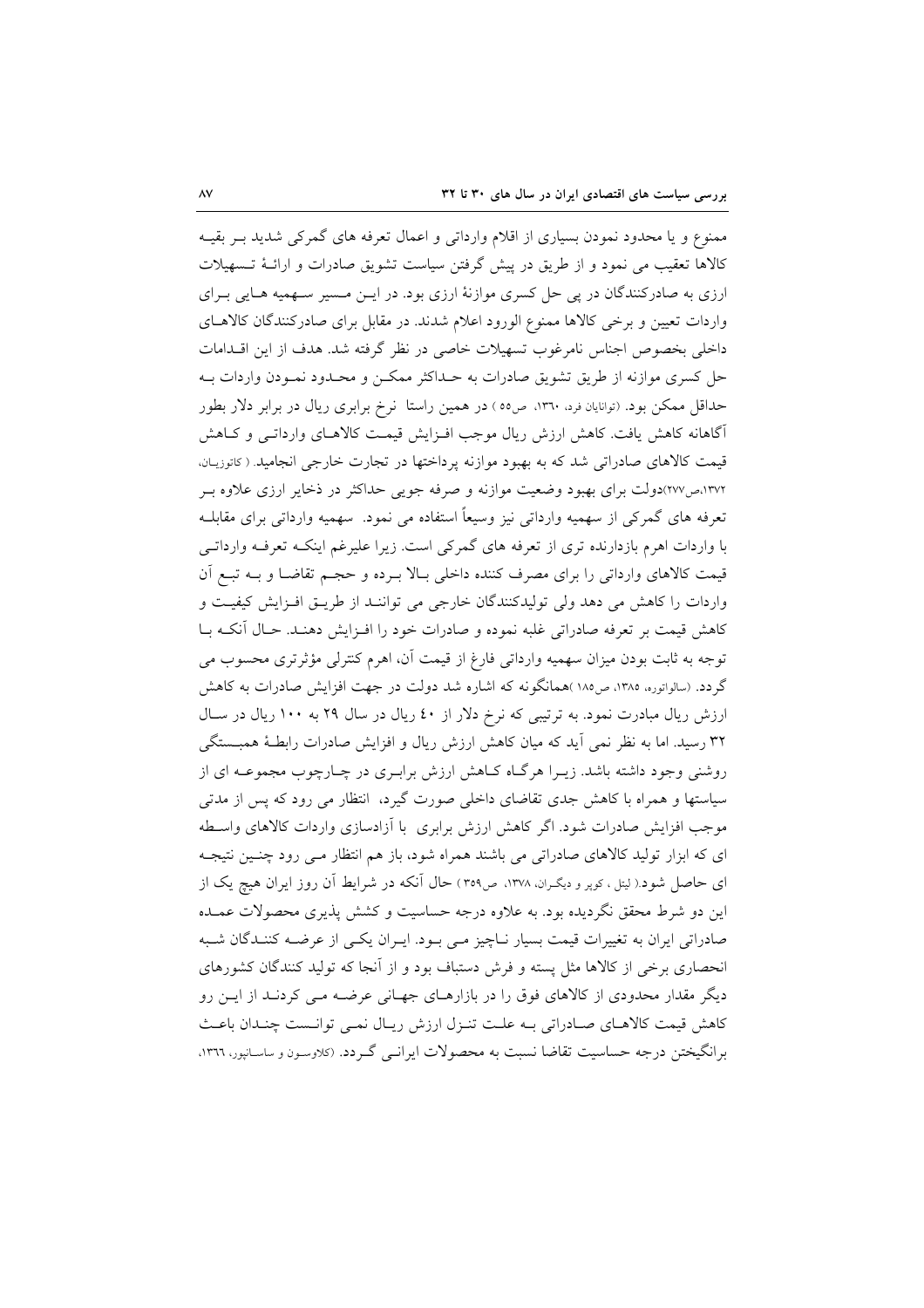ممنوع و یا محدود نمودن بسیاری از اقلام وارداتی و اعمال تعرفه های گمرکی شدید بـر بقیـه کالاها تعقیب می نمود و از طریق در پیش گرفتن سیاست تشویق صادرات و ارائـهٔ تـسهیلات ارزی به صادرکنندگان در پی حل کسری موازنهٔ ارزی بود. در ایـن مـسیر سـهمیه هـایی بـرای واردات تعیین و برخی کالاها ممنوع الورود اعلام شدند. در مقابل برای صادرکنندگان کالاهـای داخلی بخصوص اجناس نامرغوب تسهیلات خاصی در نظر گرفته شد. هدف از این اقـدامات حل کسری موازنه از طریق تشویق صادرات به حـداکثر ممکـن و محـدود نمـودن واردات بـه حداقل ممکن بود. (توانایان فرد، ۱۳٦۰، ص٥٥ ) در همین راستا نرخ برابری ریال در برابر دلار بطور آگاهانه کاهش یافت. کاهش ارزش ریال موجب افـزایش قیمـت کالاهـای وارداتـی و کـاهش قیمت کالاهای صادراتی شد که به بهبود موازنه پرداختها در تجارت خارجی انجامید. ( کاتوزیـان، ۱۳۷۲،ص۲۷۷)دولت برای بهبود وضعیت موازنه و صرفه جویی حداکثر در ذخایر ارزی علاوه بـر تعرفه های گمرکی از سهمیه وارداتی نیز وسیعاً استفاده می نمود. سهمیه وارداتی برای مقابلـه با واردات اهرم بازدارنده تری از تعرفه های گمرکی است. زیرا علیرغم اینکـه تعرفـه وارداتـی قیمت کالاهای وارداتی را برای مصرف کننده داخلی بـالا بـرده و حجـم تقاضـا و بـه تبـع آن واردات را کاهش می دهد ولی تولیدکنندگان خارجی می تواننـد از طریـق افـزایش کیفیـت و کاهش قیمت بر تعرفه صادراتی غلبه نموده و صادرات خود را افـزایش دهنـد. حـال آنکـه بـا توجه به ثابت بودن میزان سهمیه وارداتی فارغ از قیمت آن، اهرم کنترلی مؤثرتری محسوب می گردد. (سالواتوره، ۱۳۸٥، ص۱۸٥ )همانگونه که اشاره شد دولت در جهت افزایش صادرات به کاهش ارزش ریال مبادرت نمود. به ترتیبی که نرخ دلار از ٤٠ ریال در سال ۲۹ به ۱۰۰ ریال در سـال ۳۲ رسید. اما به نظر نمی آید که میان کاهش ارزش ریال و افزایش صادرات رابطـهٔ همبـستگی روشنی وجود داشته باشد. زیـرا هرگـاه کـاهش ارزش برابـری در چـارچوب مجموعـه ای از سیاستها و همراه با کاهش جدی تقاضای داخلی صورت گیرد، انتظار می رود که پس از مدتی موجب افزایش صادرات شود. اگر کاهش ارزش برابری با آزادسازی واردات کالاهای واسـطه ای که ابزار تولید کالاهای صادراتی می باشند همراه شود، باز هم انتظار مـی رود چنـین نتیجـه ای حاصل شود.( لیتل ، کوپر و دیگـران، ۱۳۷۸، ص۳٥۹ ) حال آنکه در شرایط آن روز ایران هیچ یک از این دو شرط محقق نگردیده بود. به علاوه درجه حساسیت و کشش پذیری محصولات عمـده صادراتی ایران به تغییرات قیمت بسیار نـاچیز مـی بـود. ایـران یکـی از عرضـه کننـدگان شـبه انحصاری برخی از کالاها مثل پسته و فرش دستباف بود و از آنجا که تولید کنندگان کشورهای دیگر مقدار محدودی از کالاهای فوق را در بازارهـای جهـانی عرضـه مـی کردنـد از ایـن رو کاهش قیمت کالاهـای صـادراتی بـه علـت تنـزل ارزش ریـال نمـی توانـست چنـدان باعـث برانگیختن درجه حساسیت تقاضا نسبت به محصولات ایرانـی گـردد. (کلاوسـون و ساسـانپور، ۱۳٦٦،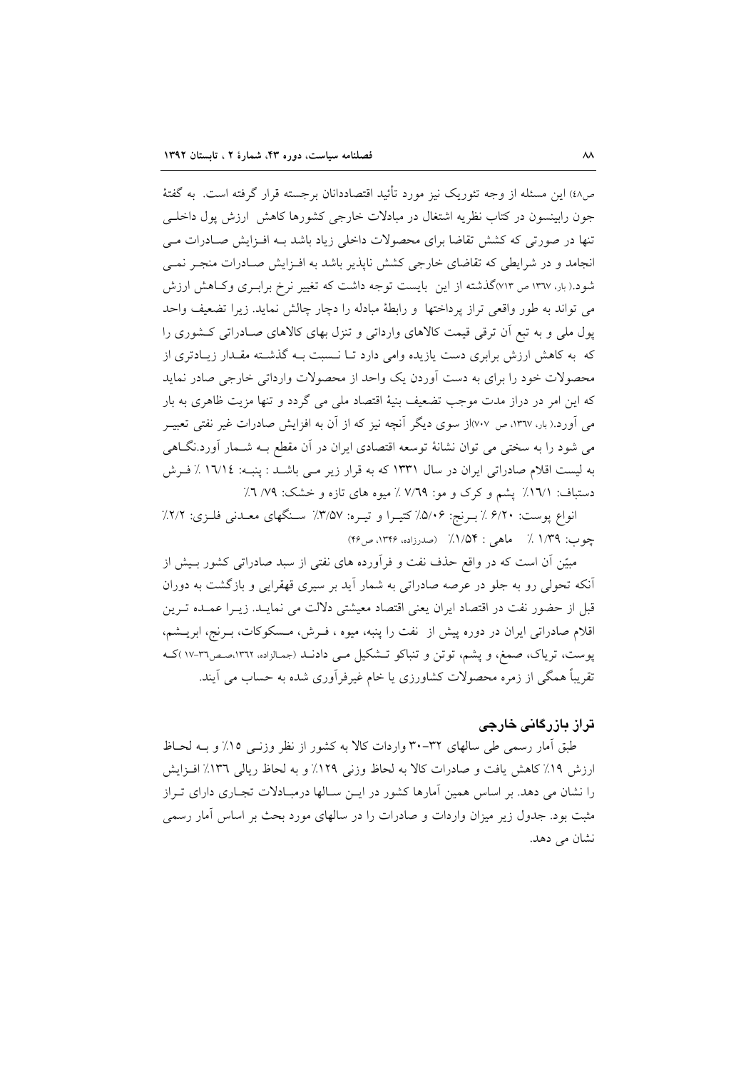ص٤٨) این مسئله از وجه تئوریک نیز مورد تأئید اقتصاددانان برجسته قرار گرفته است. به گفتهٔ جون رابینسون در کتاب نظریه اشتغال در مبادلات خارجی کشورها کاهش ارزش پول داخلی تنها در صورتی که کشش تقاضا برای محصولات داخلی زیاد باشد به افزایش صادرات می انجامد و در شرایطی که تقاضای خارجی کشش ناپذیر باشد به افزایش صادرات منجر نمی شود.( بار، ۱۳٦۷ ص ۷۱۳)گذشته از این بایست توجه داشت که تغییر نرخ برابری وکاهش ارزش می تواند به طور واقعی تراز پرداختها و رابطهٔ مبادله را دچار چالش نماید. زیرا تضعیف واحد پول ملی و به تبع آن ترقی قیمت کالاهای وارداتی و تنزل بهای کالاهای صادراتی کشوری را که به کاهش ارزش برابری دست یازیده وامی دارد تا نسبت به گذشته مقدار زیادتری از محصولات خود را برای به دست آوردن یک واحد از محصولات وارداتی خارجی صادر نماید که این امر در دراز مدت موجب تضعیف بنیهٔ اقتصاد ملی می گردد و تنها مزیت ظاهری به بار می آورد.( بار، ۱۳٦۷، ص ۷۰۷)از سوی دیگر آنچه نیز که از آن به افزایش صادرات غیر نفتی تعبیر می شود را به سختی می توان نشانهٔ توسعه اقتصادی ایران در آن مقطع به شمار آورد.نگاهی به لیست اقلام صادراتی ایران در سال ۱۳۳۱ که به قرار زیر می باشد : پنبه: ۱٦/۱٤ ٪ فرش دستباف: ۱٦/۱٪ پشم و کرک و مو: ۷/٦۹ ٪ میوه های تازه و خشک: ۷۹ /٦٪

انواع پوست: ۶/۲۰ ٪ برنج: ۵/۰۶٪ کتیرا و تیره: ۳/۵۷٪ سنگهای معدنی فلزی: ۲/۲٪ چوب: ۱/۳۹ ٪ ماهی : ۱/۵۴٪ (صدرزاده، ۱۳۴۶، ص۴۶)

مبیّن آن است که در واقع حذف نفت و فرآورده های نفتی از سبد صادراتی کشور بیش از آنکه تحولی رو به جلو در عرصه صادراتی به شمار آید بر سیری قهقرایی و بازگشت به دوران قبل از حضور نفت در اقتصاد ایران یعنی اقتصاد معیشتی دلالت می نماید. زیرا عمده ترین اقلام صادراتی ایران در دوره پیش از نفت را پنبه، میوه ، فرش، مسکوکات، برنج، ابریشم، پوست، تریاک، صمغ، و پشم، توتن و تنباکو تشکیل می دادند (جمالزاده، ۱۳٦۲،صص۳٦-۱۷ )که تقریباً همگی از زمره محصولات کشاورزی یا خام غیرفرآوری شده به حساب می آیند.

## تراز بازرگانی خارجی

طبق آمار رسمی طی سالهای ۳۲-۳۰ واردات کالا به کشور از نظر وزنی ۱۵٪ و به لحاظ ارزش ۱۹٪ کاهش یافت و صادرات کالا به لحاظ وزنی ۱۲۹٪ و به لحاظ ریالی ۱۳٦٪ افزایش را نشان می دهد. بر اساس همین آمارها کشور در این سالها درمبادلات تجاری دارای تراز مثبت بود. جدول زیر میزان واردات و صادرات را در سالهای مورد بحث بر اساس آمار رسمی نشان می دهد.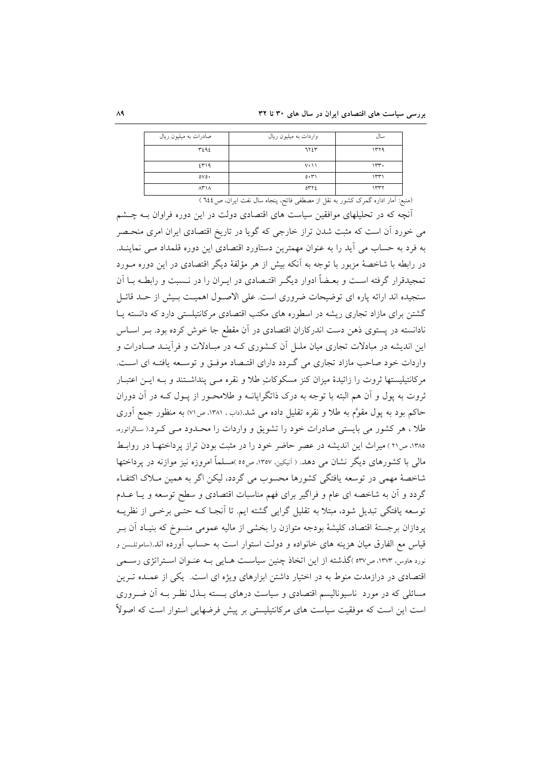| سال | واردات به میلیون ریال | صادرات به میلیون ریال |
|---|---|---|
| ۱۳۲۹ | ۶۲۴۳ | ۳۴۹۴ |
| ۱۳۳۰ | ۷۰۱۱ | ۴۳۱۹ |
| ۱۳۳۱ | ۵۰۳۱ | ۵۷۵۰ |
| ۱۳۳۲ | ۵۳۲۴ | ۸۳۱۸ |

(منبع: آمار اداره گمرک کشور به نقل از مصطفی فاتح، پنجاه سال نفت ایران، ص ۶۴۴ )

آنچه که در تحلیلهای موافقین سیاست های اقتصادی دولت در این دوره فراوان بـه چـشم می خورد آن است که مثبت شدن تراز خارجی که گویا در تاریخ اقتصادی ایران امری منحـصر به فرد به حساب می آید را به عنوان مهمترین دستاورد اقتصادی این دوره قلمداد مـی نماینـد. در رابطه با شاخصهٔ مزبور با توجه به آنکه بیش از هر مؤلفهٔ دیگر اقتصادی در این دوره مـورد تمجیدقرار گرفته اسـت و بعـضاً ادوار دیگـر اقتـصادی در ایـران را در نـسبت و رابطـه بـا آن سنجیده اند ارائه پاره ای توضیحات ضروری است. علی الاصـول اهمیـت بـیش از حـد قائـل گشتن برای مازاد تجاری ریشه در اسطوره های مکتب اقتصادی مرکانتیلستی دارد که دانسته یـا ندانسته در پستوی ذهن دست اندرکاران اقتصادی در آن مقطع جا خوش کرده بود. بـر اسـاس این اندیشه در مبادلات تجاری میان ملـل آن کـشوری کـه در مبـادلات و فرآینـد صـادرات و واردات خود صاحب مازاد تجاری می گـردد دارای اقتـصاد موفـق و توسـعه یافتـه ای اسـت. مرکانتیلیستها ثروت را زائیدهٔ میزان کنز مسکوکاتِ طلا و نقره مـی پنداشـتند و بـه ایـن اعتبـار ثروت به پول و آن هم البته با توجه به درک ذاتگرایانـه و طلامحـور از پـول کـه در آن دوران حاکم بود به پول مقوّم به طلا و نقره تقلیل داده می شد.(داب ، ۱۳۸۱، ص۷۱) به منظور جمع آوری طلا ، هر کشور می بایستی صادرات خود را تشویق و واردات را محـدود مـی کـرد.( سالواتوره، ۱۳۸۵، ص۲۱ ) میراث این اندیشه در عصر حاضر خود را در مثبت بودن تراز پرداختهـا در روابـط مالی با کشورهای دیگر نشان می دهد. ( آنیکین، ۱۳۵۷، ص۵۵ )مسلماً امروزه نیز موازنه در پرداختها شاخصهٔ مهمی در توسعه یافتگی کشورها محسوب می گردد، لیکن اگر به همین مـلاک اکتفـاء گردد و آن به شاخصه ای عام و فراگیر برای فهم مناسبات اقتصادی و سطح توسعه و یـا عـدم توسعه یافتگی تبدیل شود، مبتلا به تقلیل گرایی گشته ایم. تا آنجـا کـه حتـی برخـی از نظریـه پردازان برجستهٔ اقتصاد، کلیشهٔ بودجه متوازن را بخشی از مالیه عمومی منسوخ که بنیـاد آن بـر قیاس مع الفارق میان هزینه های خانواده و دولت استوار است به حساب آورده اند.(ساموئلسن و نورد هاوس، ۱۳۷۳، ص۵۳۷ )گذشته از این اتخاذ چنین سیاسـت هـایی بـه عنـوان اسـتراتژی رسـمی اقتصادی در درازمدت منوط به در اختیار داشتن ابزارهای ویژه ای است. یکی از عمـده تـرین مسائلی که در مورد ناسیونالیسم اقتصادی و سیاست درهای بـسته بـذل نظـر بـه آن ضـروری است این است که موفقیت سیاست های مرکانتیلیستی بر پیش فرضهایی استوار است که اصولاً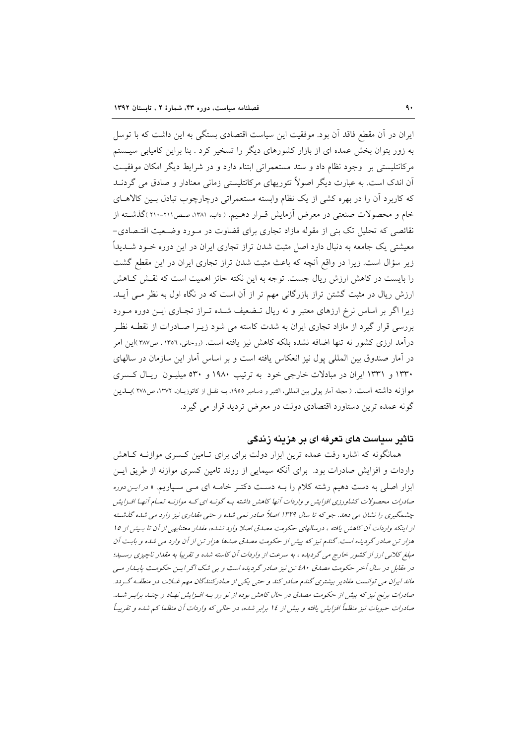ایران در آن مقطع فاقد آن بود. موفقیت این سیاست اقتصادی بستگی به این داشت که با توسل به زور بتوان بخش عمده ای از بازار کشورهای دیگر را تسخیر کرد . بنا براین کامیابی سیستم مرکانتلیستی بر وجود نظام داد و ستد مستعمراتی ابتناء دارد و در شرایط دیگر امکان موفقیت آن اندک است. به عبارت دیگر اصولاً تئوریهای مرکانتلیستی زمانی معنادار و صادق می گردند که کاربرد آن را در بهره کشی از یک نظام وابسته مستعمراتی درچارچوب تبادل بین کالاهای خام و محصولات صنعتی در معرض آزمایش قرار دهیم. ( داب، ۱۳۸۱، صص۲۱۱-۲۱۰ )گذشته از نقائصی که تحلیل تک بنی از مقوله مازاد تجاری برای قضاوت در مورد وضعیت اقتصادی-معیشتی یک جامعه به دنبال دارد اصل مثبت شدن تراز تجاری ایران در این دوره خود شدیداً زیر سؤال است. زیرا در واقع آنچه که باعث مثبت شدن تراز تجاری ایران در این مقطع گشت را بایست در کاهش ارزش ریال جست. توجه به این نکته حائز اهمیت است که نقش کاهش ارزش ریال در مثبت گشتن تراز بازرگانی مهم تر از آن است که در نگاه اول به نظر می آید. زیرا اگر بر اساس نرخ ارزهای معتبر و نه ریال تضعیف شده تراز تجاری این دوره مورد بررسی قرار گیرد از مازاد تجاری ایران به شدت کاسته می شود زیرا صادرات از نقطه نظر درآمد ارزی کشور نه تنها اضافه نشده بلکه کاهش نیز یافته است. (روحانی، ۱۳۵۶ ، ص۳۸۷ )این امر در آمار صندوق بین المللی پول نیز انعکاس یافته است و بر اساس آمار این سازمان در سالهای ۱۳۳۰ و ۱۳۳۱ ایران در مبادلات خارجی خود به ترتیب ۱۹۸۰ و ۵۳۰ میلیون ریال کسری موازنه داشته است. ( مجله آمار پولی بین المللی، اکتبر و دسامبر ۱۹۵۵، به نقل از کاتوزیان، ۱۳۷۲، ص۲۷۸ )بدین گونه عمده ترین دستاورد اقتصادی دولت در معرض تردید قرار می گیرد.

## تاثیر سیاست های تعرفه ای بر هزینه زندگی

همانگونه که اشاره رفت عمده ترین ابزار دولت برای برای تامین کسری موازنه کاهش واردات و افزایش صادرات بود. برای آنکه سیمایی از روند تامین کسری موازنه از طریق این ابزار اصلی به دست دهیم رشته کلام را به دست دکتر خامه ای می سپاریم. « *در این دوره صادرات محصولات کشاورزی افزایش و واردات آنها کاهش داشته به گونه ای که موازنه تمام آنها افزایش چشمگیری را نشان می دهد. جو که تا سال ۱۳۲۹ اصلاً صادر نمی شده و حتی مقداری نیز وارد می شده گذشته از اینکه واردات آن کاهش یافته ، درسالهای حکومت مصدق اصلا وارد نشده، مقدار معتنابهی از آن تا بیش از ۱۵ هزار تن صادر گردیده است. گندم نیز که پیش از حکومت مصدق صدها هزار تن از آن وارد می شده و بابت آن مبلغ کلانی ارز از کشور خارج می گردیده ، به سرعت از واردات آن کاسته شده و تقریبا به مقدار ناچیزی رسید؛ در مقابل در سال آخر حکومت مصدق ۴۸۰ تن نیز صادر گردیده است و بی شک اگر این حکومت پایدار می ماند ایران می توانست مقادیر بیشتری گندم صادر کند و حتی یکی از صادرکنندگان مهم غلات در منطقه گردد. صادرات برنج نیز که پیش از حکومت مصدق در حال کاهش بوده از نو رو به افزایش نهاد و چند برابر شد. صادرات حبوبات نیز منظماً افزایش یافته و بیش از ۱۴ برابر شده، در حالی که واردات آن منظما کم شده و تقریباً*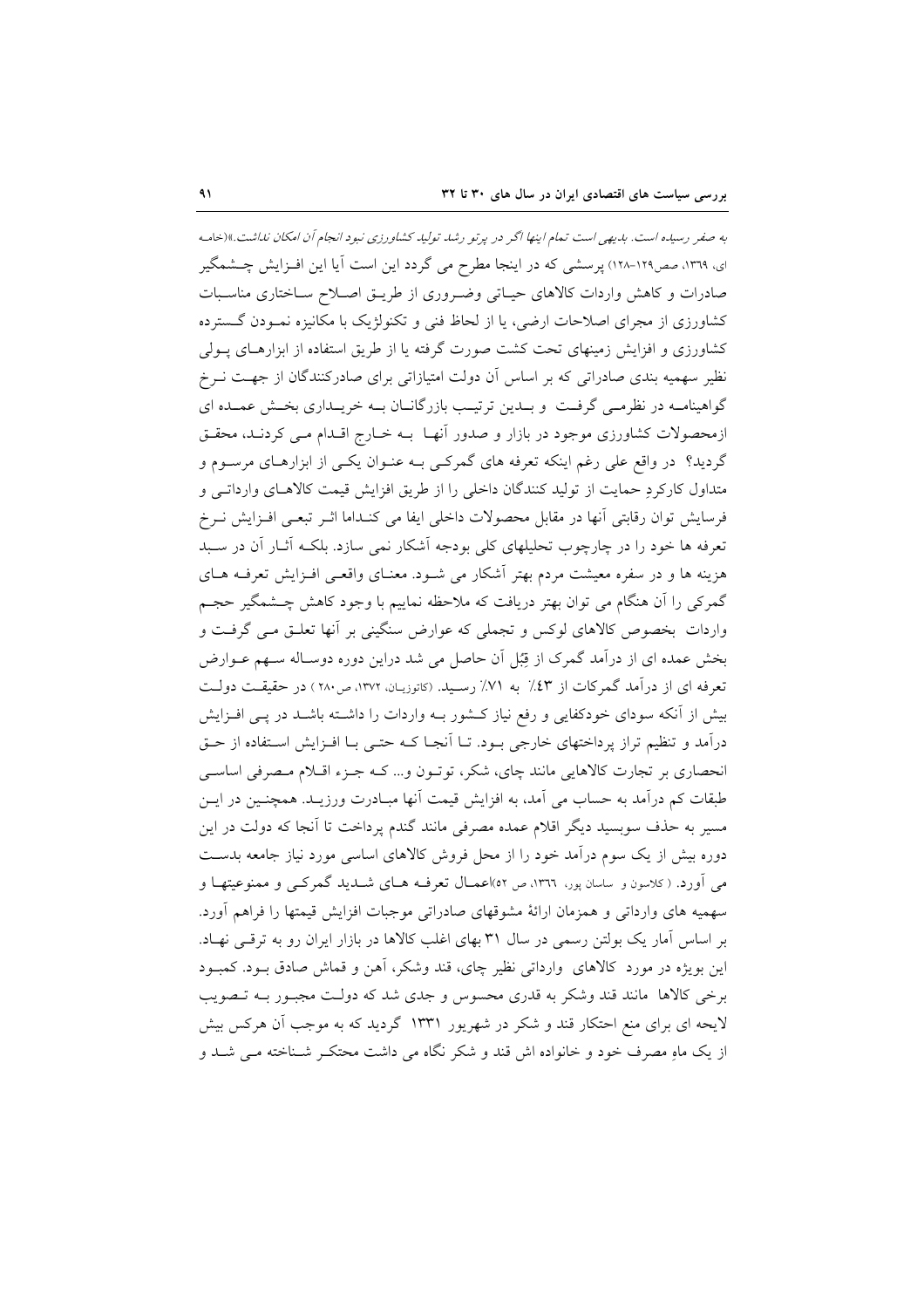*به صفر رسیده است. بدیهی است تمام اینها اگر در پرتو رشد تولید کشاورزی نبود انجام آن امکان نداشت.*»(خامه ای، ١٣٦٩، صص١٢٩-١٢٨) پرسشی که در اینجا مطرح می گردد این است آیا این افـزایش چـشمگیر صادرات و کاهش واردات کالاهای حیـاتی وضـروری از طریـق اصـلاح سـاختاری مناسـبات کشاورزی از مجرای اصلاحات ارضی، یا از لحاظ فنی و تکنولژیک با مکانیزه نمـودن گـسترده کشاورزی و افزایش زمینهای تحت کشت صورت گرفته یا از طریق استفاده از ابزارهـای پـولی نظیر سهمیه بندی صادراتی که بر اساس آن دولت امتیازاتی برای صادرکنندگان از جهـت نـرخ گواهینامـه در نظرمـی گرفـت و بـدین ترتیـب بازرگانـان بـه خریـداری بخـش عمـده ای ازمحصولات کشاورزی موجود در بازار و صدور آنهـا بـه خـارج اقـدام مـی کردنـد، محقـق گردید؟ در واقع علی رغم اینکه تعرفه های گمرکـی بـه عنـوان یکـی از ابزارهـای مرسـوم و متداول کارکردِ حمایت از تولید کنندگان داخلی را از طریق افزایش قیمت کالاهـای وارداتـی و فرسایش توان رقابتی آنها در مقابل محصولات داخلی ایفا می کنـداما اثـر تبعـی افـزایش نـرخ تعرفه ها خود را در چارچوب تحلیلهای کلی بودجه آشکار نمی سازد. بلکـه آثـار آن در سـبد هزینه ها و در سفره معیشت مردم بهتر آشکار می شـود. معنـای واقعـی افـزایش تعرفـه هـای گمرکی را آن هنگام می توان بهتر دریافت که ملاحظه نماییم با وجود کاهش چـشمگیر حجـم واردات بخصوص کالاهای لوکس و تجملی که عوارض سنگینی بر آنها تعلـق مـی گرفـت و بخش عمده ای از درآمد گمرک از قِبَل آن حاصل می شد دراین دوره دوسـاله سـهم عـوارض تعرفه ای از درآمد گمرکات از ٤٣٪ به ٧١٪ رسـید. (کاتوزیـان، ١٣٧٢، ص٢٨٠ ) در حقیقـت دولـت بیش از آنکه سودای خودکفایی و رفع نیاز کـشور بـه واردات را داشـته باشـد در پـی افـزایش درآمد و تنظیم تراز پرداختهای خارجی بـود. تـا آنجـا کـه حتـی بـا افـزایش اسـتفاده از حـق انحصاری بر تجارت کالاهایی مانند چای، شکر، توتـون و... کـه جـزء اقـلام مـصرفی اساسـی طبقات کم درآمد به حساب می آمد، به افزایش قیمت آنها مبـادرت ورزیـد. همچنـین در ایـن مسیر به حذف سوبسید دیگر اقلام عمده مصرفی مانند گندم پرداخت تا آنجا که دولت در این دوره بیش از یک سوم درآمد خود را از محل فروش کالاهای اساسی مورد نیاز جامعه بدسـت می آورد. ( کلاسون و ساسان پور، ١٣٦٦، ص ٥٢)اعمـال تعرفـه هـای شـدید گمرکـی و ممنوعیتهـا و سهمیه های وارداتی و همزمان ارائهٔ مشوقهای صادراتی موجبات افزایش قیمتها را فراهم آورد. بر اساس آمار یک بولتن رسمی در سال ٣١ بهای اغلب کالاها در بازار ایران رو به ترقـی نهـاد. این بویژه در مورد کالاهای وارداتی نظیر چای، قند وشکر، آهن و قماش صادق بـود. کمبـود برخی کالاها مانند قند وشکر به قدری محسوس و جدی شد که دولـت مجبـور بـه تـصویب لایحه ای برای منع احتکار قند و شکر در شهریور ١٣٣١ گردید که به موجب آن هرکس بیش از یک ماهِ مصرف خود و خانواده اش قند و شکر نگاه می داشت محتکـر شـناخته مـی شـد و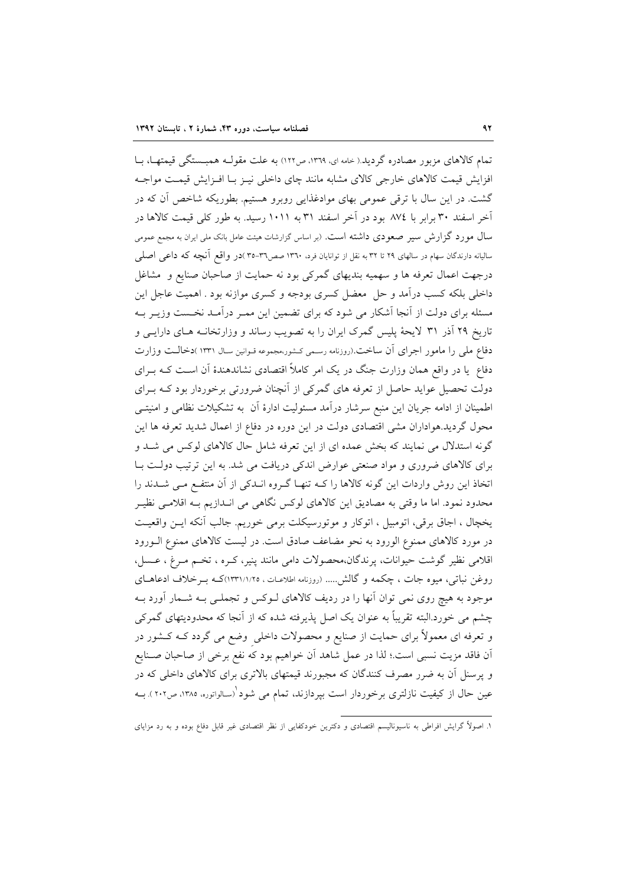تمام کالاهای مزبور مصادره گردید.( خامه ای، ۱۳۶۹، ص۱۲۲) به علت مقولـه همبـستگی قیمتهـا، بـا افزایش قیمت کالاهای خارجی کالای مشابه مانند چای داخلی نیـز بـا افـزایش قیمـت مواجـه گشت. در این سال با ترقی عمومی بهای موادغذایی روبرو هستیم. بطوریکه شاخص آن که در آخر اسفند ۳۰ برابر با ۸۷٤ بود در آخر اسفند ۳۱ به ۱۰۱۱ رسید. به طور کلی قیمت کالاها در سال مورد گزارش سیر صعودی داشته است. (بر اساس گزارشات هیئت عامل بانک ملی ایران به مجمع عمومی سالیانه دارندگان سهام در سالهای ۲۹ تا ۳۲ به نقل از توانایان فرد، ۱۳۶۰ صص۳۶-۳۵ )در واقع آنچه که داعی اصلی درجهت اعمال تعرفه ها و سهمیه بندیهای گمرکی بود نه حمایت از صاحبان صنایع و مشاغل داخلی بلکه کسب درآمد و حل معضل کسری بودجه و کسری موازنه بود . اهمیت عاجل این مسئله برای دولت از آنجا آشکار می شود که برای تضمین این ممـر درآمـد نخـست وزیـر بـه تاریخ ۲۹ آذر ۳۱ لایحهٔ پلیس گمرک ایران را به تصویب رساند و وزارتخانـه هـای دارایـی و دفاع ملی را مامور اجرای آن ساخت.(روزنامه رسـمی کـشور،مجموعه قـوانین سـال ۱۳۳۱ )دخالـت وزارت دفاع یا در واقع همان وزارت جنگ در یک امر کاملاً اقتصادی نشاندهندهٔ آن اسـت کـه بـرای دولت تحصیل عواید حاصل از تعرفه های گمرکی از آنچنان ضرورتی برخوردار بود کـه بـرای اطمینان از ادامه جریان این منبع سرشار درآمد مسئولیت ادارهٔ آن به تشکیلات نظامی و امنیتـی محول گردید.هواداران مشی اقتصادی دولت در این دوره در دفاع از اعمال شدید تعرفه ها این گونه استدلال می نمایند که بخش عمده ای از این تعرفه شامل حال کالاهای لوکس می شـد و برای کالاهای ضروری و مواد صنعتی عوارض اندکی دریافت می شد. به این ترتیب دولـت بـا اتخاذ این روش واردات این گونه کالاها را کـه تنهـا گـروه انـدکی از آن منتفـع مـی شـدند را محدود نمود. اما ما وقتی به مصادیق این کالاهای لوکس نگاهی می انـدازیم بـه اقلامـی نظیـر یخچال ، اجاق برقی، اتومبیل ، اتوکار و موتورسیکلت برمی خوریم. جالب آنکه ایـن واقعیـت در مورد کالاهای ممنوع الورود به نحو مضاعف صادق است. در لیست کالاهای ممنوع الـورود اقلامی نظیر گوشت حیوانات، پرندگان،محصولات دامی مانند پنیر، کـره ، تخـم مـرغ ، عـسل، روغن نباتی، میوه جات ، چکمه و گالش..... (روزنامه اطلاعـات ، ۱۳۳۱/۱/۲۵)کـه بـرخلاف ادعاهـای موجود به هیچ روی نمی توان آنها را در ردیف کالاهای لـوکس و تجملـی بـه شـمار آورد بـه چشم می خورد.البته تقریباً به عنوان یک اصل پذیرفته شده که از آنجا که محدودیتهای گمرکی و تعرفه ای معمولاً برای حمایت از صنایع و محصولات داخلی وضع می گردد کـه کـشور در آن فاقد مزیت نسبی است؛ لذا در عمل شاهد آن خواهیم بود که نفع برخی از صاحبان صـنایع و پرسنل آن به ضرر مصرف کنندگان که مجبورند قیمتهای بالاتری برای کالاهای داخلی که در عین حال از کیفیت نازلتری برخوردار است بپردازند، تمام می شود[1](سالواتوره، ۱۳۸۵، ص۲۰۲ ). بـه

---

۱. اصولاً گرایش افراطی به ناسیونالیسم اقتصادی و دکترین خودکفایی از نظر اقتصادی غیر قابل دفاع بوده و به رد مزایای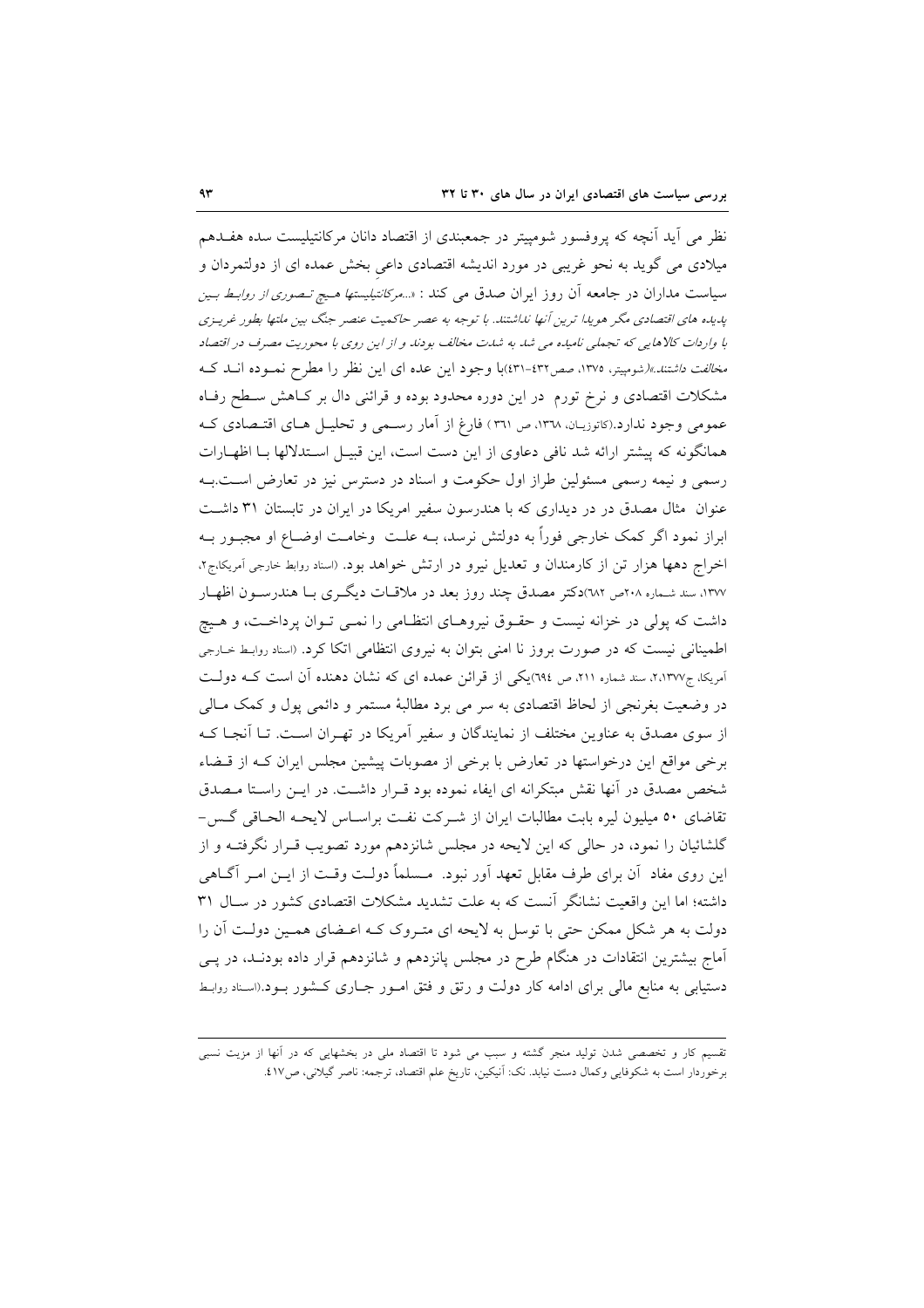نظر می آید آنچه که پروفسور شومپیتر در جمعبندی از اقتصاد دانان مرکانتیلیست سده هفـدهم میلادی می گوید به نحو غریبی در مورد اندیشه اقتصادی داعیِ بخش عمده ای از دولتمردان و سیاست مداران در جامعه آن روز ایران صدق می کند : *«...مرکانتیلیستها هـیچ تـصوری از روابـط بـین پدیده های اقتصادی مگر هویدا ترین آنها نداشتند. با توجه به عصر حاکمیت عنصر جنگ بین ملتها بطور غریـزی با واردات کالاهایی که تجملی نامیده می شد به شدت مخالف بودند و از این روی با محوریت مصرف در اقتصاد مخالفت داشتند.»*(شومپیتر، ۱۳۷۵، صص۴۳۲-۴۳۱)با وجود این عده ای این نظر را مطرح نمـوده انـد کـه مشکلات اقتصادی و نرخ تورم در این دوره محدود بوده و قرائنی دال بر کـاهش سـطح رفـاه عمومی وجود ندارد.(کاتوزیـان، ۱۳۶۸، ص ۳۶۱ ) فارغ از آمار رسـمی و تحلیـل هـای اقتـصادی کـه همانگونه که پیشتر ارائه شد نافی دعاوی از این دست است، این قبیـل اسـتدلالها بـا اظهـارات رسمی و نیمه رسمی مسئولین طراز اول حکومت و اسناد در دسترس نیز در تعارض اسـت.بـه عنوان مثال مصدق در در دیداری که با هندرسون سفیر امریکا در ایران در تابستان ۳۱ داشـت ابراز نمود اگر کمک خارجی فوراً به دولتش نرسد، بـه علـت وخامـت اوضـاع او مجبـور بـه اخراج دهها هزار تن از کارمندان و تعدیل نیرو در ارتش خواهد بود. (اسناد روابط خارجی آمریکا،ج۲، ۱۳۷۷، سند شـماره ۲۰۸ص ۶۸۲)دکتر مصدق چند روز بعد در ملاقـات دیگـری بـا هندرسـون اظهـار داشت که پولی در خزانه نیست و حقـوق نیروهـای انتظـامی را نمـی تـوان پرداخـت، و هـیچ اطمینانی نیست که در صورت بروز نا امنی بتوان به نیروی انتظامی اتکا کرد. (اسناد روابـط خـارجی آمریکا، ج۲،۱۳۷۷، سند شماره ۲۱۱، ص ۶۹۴)یکی از قرائن عمده ای که نشان دهنده آن است کـه دولـت در وضعیت بغرنجی از لحاظ اقتصادی به سر می برد مطالبهٔ مستمر و دائمی پول و کمک مـالی از سوی مصدق به عناوین مختلف از نمایندگان و سفیر آمریکا در تهـران اسـت. تـا آنجـا کـه برخی مواقع این درخواستها در تعارض با برخی از مصوبات پیشین مجلس ایران کـه از قـضاء شخص مصدق در آنها نقش مبتکرانه ای ایفاء نموده بود قـرار داشـت. در ایـن راسـتا مـصدق تقاضای ۵۰ میلیون لیره بابت مطالبات ایران از شـرکت نفـت براسـاس لایحـه الحـاقی گـس- گلشائیان را نمود، در حالی که این لایحه در مجلس شانزدهم مورد تصویب قـرار نگرفتـه و از این روی مفاد آن برای طرف مقابل تعهد آور نبود. مـسلماً دولـت وقـت از ایـن امـر آگـاهی داشته؛ اما این واقعیت نشانگر آنست که به علت تشدید مشکلات اقتصادی کشور در سـال ۳۱ دولت به هر شکل ممکن حتی با توسل به لایحه ای متـروک کـه اعـضای همـین دولـت آن را آماج بیشترین انتقادات در هنگام طرح در مجلس پانزدهم و شانزدهم قرار داده بودنـد، در پـی دستیابی به منابع مالی برای ادامه کار دولت و رتق و فتق امـور جـاری کـشور بـود.(اسـناد روابـط

---

تقسیم کار و تخصصی شدن تولید منجر گشته و سبب می شود تا اقتصاد ملی در بخشهایی که در آنها از مزیت نسبی برخوردار است به شکوفایی وکمال دست نیابد. نک: آنیکین، تاریخ علم اقتصاد، ترجمه: ناصر گیلانی، ص۴۱۷.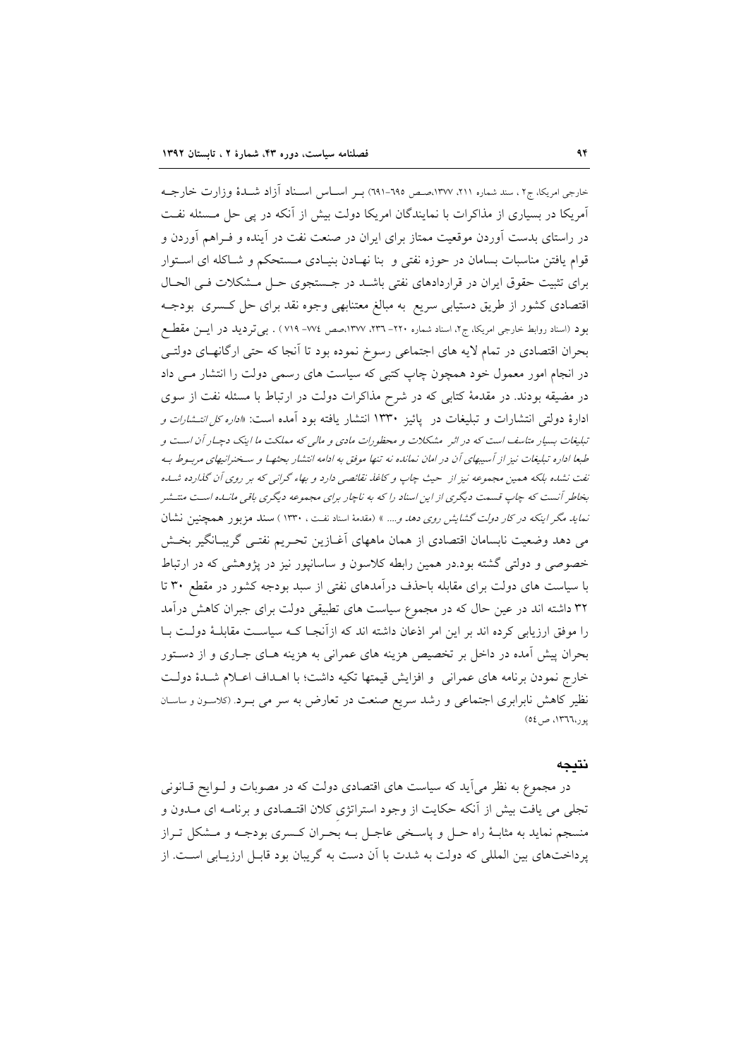خارجی امریکا، ج۲ ، سند شماره ۲۱۱، ۱۳۷۷،صص ۶۹۵-۶۹۱) بـر اسـاس اسـناد آزاد شـدهٔ وزارت خارجـه آمریکا در بسیاری از مذاکرات با نمایندگان امریکا دولت بیش از آنکه در پی حل مـسئله نفـت در راستای بدست آوردن موقعیت ممتاز برای ایران در صنعت نفت در آینده و فـراهم آوردن و قوام یافتن مناسبات بسامان در حوزه نفتی و بنا نهـادن بنیـادی مـستحکم و شـاکله ای اسـتوار برای تثبیت حقوق ایران در قراردادهای نفتی باشـد در جـستجوی حـل مـشکلات فـی الحـال اقتصادی کشور از طریق دستیابی سریع به مبالغ معتنابهی وجوه نقد برای حل کـسری بودجـه بود (اسناد روابط خارجی امریکا، ج۲، اسناد شماره ۲۲۰- ۲۳۶، ۱۳۷۷،صص ۷۷۴- ۷۱۹ ) . بی‌تردید در ایـن مقطـع بحران اقتصادی در تمام لایه های اجتماعی رسوخ نموده بود تا آنجا که حتی ارگانهـای دولتـی در انجام امور معمول خود همچون چاپ کتبی که سیاست های رسمی دولت را انتشار مـی داد در مضیقه بودند. در مقدمهٔ کتابی که در شرح مذاکرات دولت در ارتباط با مسئله نفت از سوی ادارهٔ دولتی انتشارات و تبلیغات در پائیز ۱۳۳۰ انتشار یافته بود آمده است: «*اداره کل انتـشارات و تبلیغات بسیار متاسف است که در اثر مشکلات و محظورات مادی و مالی که مملکت ما اینک دچـار آن اسـت و طبعا اداره تبلیغات نیز از آسیبهای آن در امان نمانده نه تنها موفق به ادامه انتشار بحثهـا و سـخنرانیهای مربـوط بـه نفت نشده بلکه همین مجموعه نیز از حیث چاپ و کاغذ نقائصی دارد و بهاء گرانی که بر روی آن گذارده شـده بخاطر آنست که چاپ قسمت دیگری از این اسناد را که به ناچار برای مجموعه دیگری باقی مانـده اسـت منتـشر نماید مگر اینکه در کار دولت گشایش روی دهد و....* » (مقدمهٔ اسناد نفـت ، ۱۳۳۰ ) سند مزبور همچنین نشان می دهد وضعیت نابسامان اقتصادی از همان ماههای آغـازین تحـریم نفتـی گریبـانگیر بخـش خصوصی و دولتی گشته بود.در همین رابطه کلاسون و ساسانپور نیز در پژوهشی که در ارتباط با سیاست های دولت برای مقابله باحذف درآمدهای نفتی از سبد بودجه کشور در مقطع ۳۰ تا ۳۲ داشته اند در عین حال که در مجموع سیاست های تطبیقی دولت برای جبران کاهش درآمد را موفق ارزیابی کرده اند بر این امر اذعان داشته اند که ازآنجـا کـه سیاسـت مقابلـهٔ دولـت بـا بحران پیش آمده در داخل بر تخصیص هزینه های عمرانی به هزینه هـای جـاری و از دسـتور خارج نمودن برنامه های عمرانی و افزایش قیمتها تکیه داشت؛ با اهـداف اعـلام شـدهٔ دولـت نظیر کاهش نابرابری اجتماعی و رشد سریع صنعت در تعارض به سر می بـرد. (کلاسـون و ساسـان پور،۱۳۶۶، ص۵۴)

## نتیجه

در مجموع به نظر می‌آید که سیاست های اقتصادی دولت که در مصوبات و لـوایح قـانونی تجلی می یافت بیش از آنکه حکایت از وجود استراتژی کلان اقتـصادی و برنامـه ای مـدون و منسجم نماید به مثابـهٔ راه حـل و پاسـخی عاجـل بـه بحـران کـسری بودجـه و مـشکل تـراز پرداخت‌های بین المللی که دولت به شدت با آن دست به گریبان بود قابـل ارزیـابی اسـت. از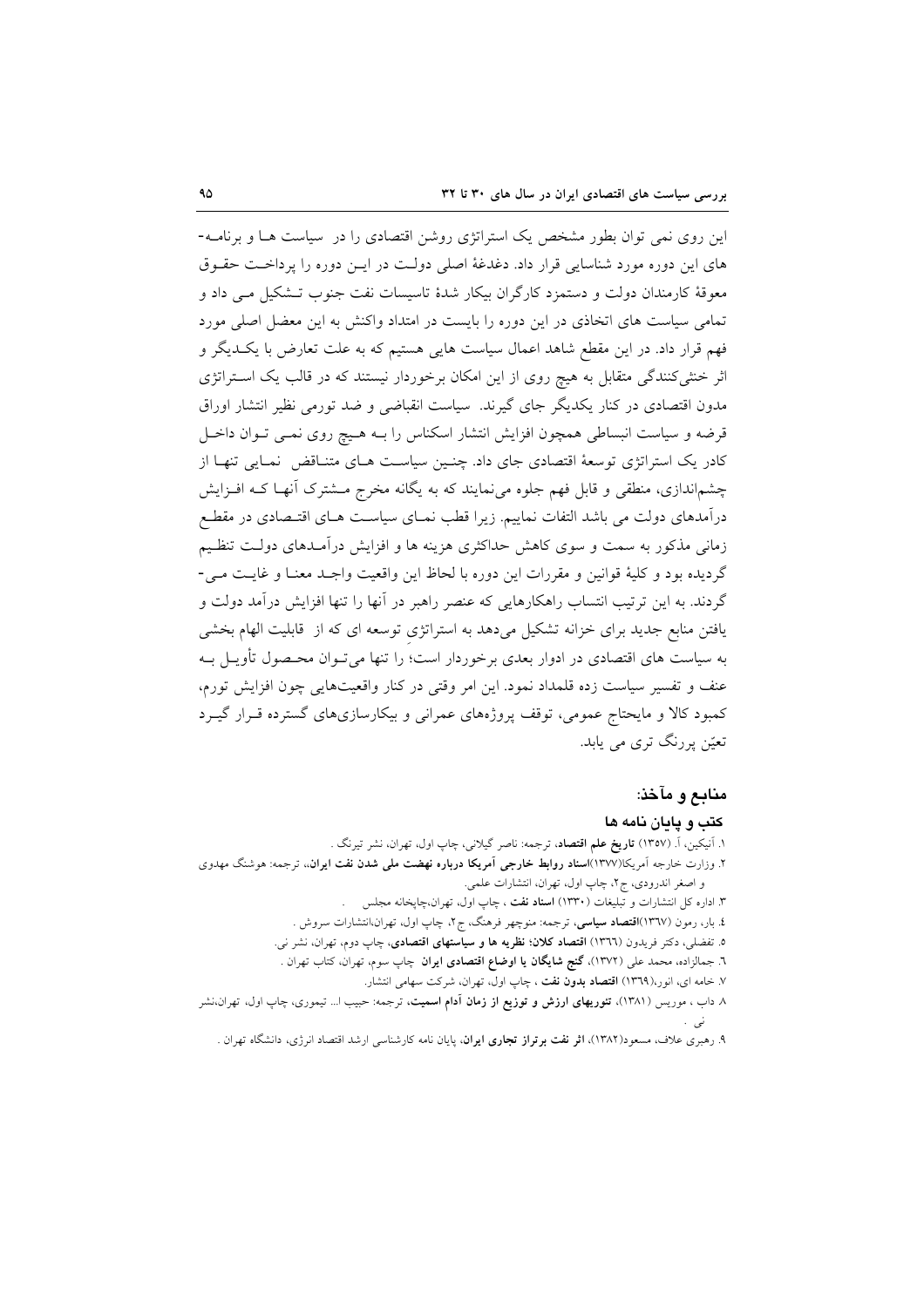این روی نمی توان بطور مشخص یک استراتژی روشن اقتصادی را در سیاست ها و برنامه-های این دوره مورد شناسایی قرار داد. دغدغهٔ اصلی دولت در این دوره را پرداخت حقوق معوقهٔ کارمندان دولت و دستمزد کارگران بیکار شدهٔ تاسیسات نفت جنوب تشکیل می داد و تمامی سیاست های اتخاذی در این دوره را بایست در امتداد واکنش به این معضل اصلی مورد فهم قرار داد. در این مقطع شاهد اعمال سیاست هایی هستیم که به علت تعارض با یکدیگر و اثر خنثی‌کنندگی متقابل به هیچ روی از این امکان برخوردار نیستند که در قالب یک استراتژی مدون اقتصادی در کنار یکدیگر جای گیرند. سیاست انقباضی و ضد تورمی نظیر انتشار اوراق قرضه و سیاست انبساطی همچون افزایش انتشار اسکناس را به هیچ روی نمی توان داخل کادر یک استراتژی توسعهٔ اقتصادی جای داد. چنین سیاست های متناقض نمایی تنها از چشم‌اندازی، منطقی و قابل فهم جلوه می‌نمایند که به یگانه مخرج مشترک آنها که افزایش درآمدهای دولت می باشد التفات نماییم. زیرا قطب نمای سیاست های اقتصادی در مقطع زمانی مذکور به سمت و سوی کاهش حداکثری هزینه ها و افزایش درآمدهای دولت تنظیم گردیده بود و کلیهٔ قوانین و مقررات این دوره با لحاظ این واقعیت واجد معنا و غایت می-گردند. به این ترتیب انتساب راهکارهایی که عنصر راهبر در آنها را تنها افزایش درآمد دولت و یافتن منابع جدید برای خزانه تشکیل می‌دهد به استراتژیِ توسعه ای که از قابلیت الهام بخشی به سیاست های اقتصادی در ادوار بعدی برخوردار است؛ را تنها می‌توان محصول تأویل به عنف و تفسیر سیاست زده قلمداد نمود. این امر وقتی در کنار واقعیت‌هایی چون افزایش تورم، کمبود کالا و مایحتاج عمومی، توقف پروژه‌های عمرانی و بیکارسازی‌های گسترده قرار گیرد تعیّن پررنگ تری می یابد.

## منابع و مآخذ:

### کتب و پایان نامه ها

۱. آنیکین، آ. (۱۳۵۷) **تاریخ علم اقتصاد**، ترجمه: ناصر گیلانی، چاپ اول، تهران، نشر تیرنگ .

۲. وزارت خارجه آمریکا(۱۳۷۷)**اسناد روابط خارجی آمریکا درباره نهضت ملی شدن نفت ایران**،، ترجمه: هوشنگ مهدوی و اصغر اندرودی، ج۲، چاپ اول، تهران، انتشارات علمی.

۳. اداره کل انتشارات و تبلیغات (۱۳۳۰) **اسناد نفت** ، چاپ اول، تهران،چاپخانه مجلس .

٤. بار، رمون (۱۳٦۷)**اقتصاد سیاسی**، ترجمه: منوچهر فرهنگ، ج۲، چاپ اول، تهران،انتشارات سروش .

٥. تفضلی، دکتر فریدون (۱۳٦٦) **اقتصاد کلان؛ نظریه ها و سیاستهای اقتصادی**، چاپ دوم، تهران، نشر نی.

٦. جمالزاده، محمد علی (۱۳۷۲)، **گنج شایگان یا اوضاع اقتصادی ایران** چاپ سوم، تهران، کتاب تهران .

۷. خامه ای، انور،(۱۳٦۹) **اقتصاد بدون نفت** ، چاپ اول، تهران، شرکت سهامی انتشار.

۸. داب ، موریس (۱۳۸۱)، **تئوریهای ارزش و توزیع از زمان آدام اسمیت**، ترجمه: حبیب ا... تیموری، چاپ اول، تهران،نشر نی .

۹. رهبری علاف، مسعود(۱۳۸۲)، **اثر نفت برتراز تجاری ایران**، پایان نامه کارشناسی ارشد اقتصاد انرژی، دانشگاه تهران .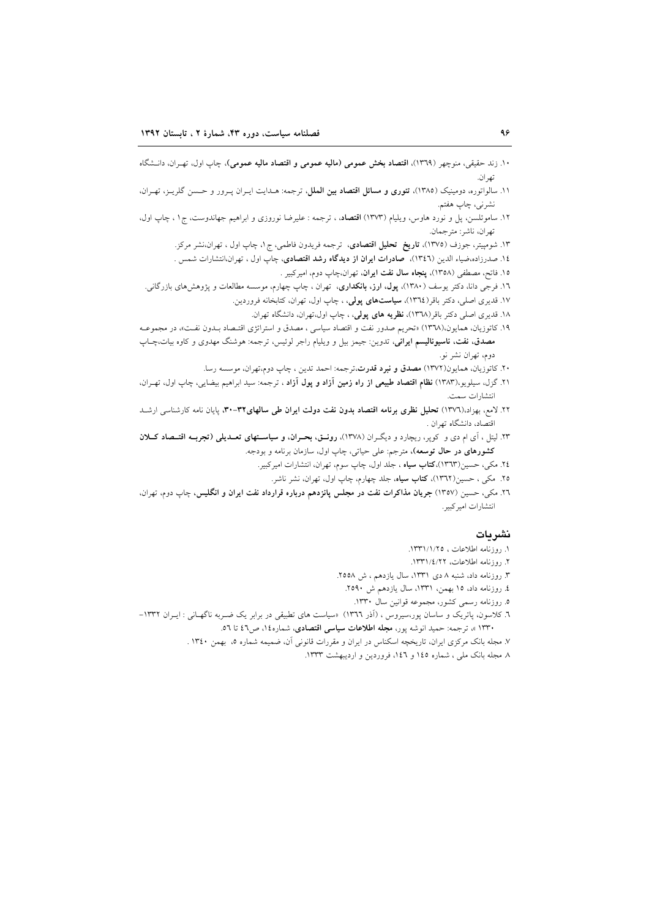۱۰. زند حقیقی، منوچهر (۱۳٦۹)، **اقتصاد بخش عمومی (مالیه عمومی و اقتصاد مالیه عمومی)**، چاپ اول، تهـران، دانـشگاه تهران.

۱۱. سالواتوره، دومینیک (۱۳۸۵)، **تئوری و مسائل اقتصاد بین الملل**، ترجمه: هـدایت ایـران پـرور و حـسن گلریـز، تهـران، نشرنی، چاپ هفتم.

۱۲. ساموئلسن، پل و نورد هاوس، ویلیام (۱۳۷۳) **اقتصاد**، ، ترجمه : علیرضا نوروزی و ابراهیم جهاندوست، ج۱ ، چاپ اول، تهران، ناشر: مترجمان.

۱۳. شومپیتر، جوزف (۱۳۷۵)، **تاریخ تحلیل اقتصادی**، ترجمه فریدون فاطمی، ج۱، چاپ اول ، تهران،نشر مرکز.

۱٤. صدرزاده،ضیاء الدین (۱۳٤٦)، **صادرات ایران از دیدگاه رشد اقتصادی**، چاپ اول ، تهران،انتشارات شمس .

۱۵. فاتح، مصطفی (۱۳۵۸)، **پنجاه سال نفت ایران**، تهران،چاپ دوم، امیرکبیر .

۱٦. فرجی دانا، دکتر یوسف (۱۳۸۰)، **پول، ارز، بانکداری**، تهران ، چاپ چهارم، موسسه مطالعات و پژوهش‌های بازرگانی.

۱۷. قدیری اصلی، دکتر باقر(۱۳٦٤)، **سیاست‌های پولی**، ، چاپ اول، تهران، کتابخانه فروردین.

۱۸. قدیری اصلی دکتر باقر(۱۳٦۸)، **نظریه های پولی**، ، چاپ اول،تهران، دانشگاه تهران.

۱۹. کاتوزیان، همایون،(۱۳٦۸) «تحریم صدور نفت و اقتصاد سیاسی ، مصدق و استراتژی اقتـصاد بـدون نفـت»، در مجموعـه **مصدق، نفت، ناسیونالیسم ایرانی**، تدوین: جیمز بیل و ویلیام راجر لوئیس، ترجمه: هوشنگ مهدوی و کاوه بیات،چـاپ دوم، تهران نشر نو.

۲۰. کاتوزیان، همایون(۱۳۷۲) **مصدق و نبرد قدرت**،ترجمه: احمد تدین ، چاپ دوم،تهران، موسسه رسا.

۲۱. گزل، سیلویو،(۱۳۸۳) **نظام اقتصاد طبیعی از راه زمین آزاد و پول آزاد** ، ترجمه: سید ابراهیم بیضایی، چاپ اول، تهـران، انتشارات سمت.

۲۲. لامع، بهزاد،(۱۳۷٦) **تحلیل نظری برنامه اقتصاد بدون نفت دولت ایران طی سالهای۳۲-۳۰**، پایان نامه کارشناسی ارشـد اقتصاد، دانشگاه تهران .

۲۳. لیتل ، آی ام دی و کوپر، ریچارد و دیگـران (۱۳۷۸)، **رونـق، بحـران، و سیاسـتهای تعـدیلی (تجربـه اقتـصاد کـلان کشورهای در حال توسعه)**، مترجم: علی حیاتی، چاپ اول، سازمان برنامه و بودجه.

۲٤. مکی، حسین(۱۳٦۳)،**کتاب سیاه** ، جلد اول، چاپ سوم، تهران، انتشارات امیرکبیر.

۲۵. مکی ، حسین(۱۳٦۲)، **کتاب سیاه**، جلد چهارم، چاپ اول، تهران، نشر ناشر.

۲٦. مکی، حسین (۱۳۵۷) **جریان مذاکرات نفت در مجلس پانزدهم درباره قرارداد نفت ایران و انگلیس**، چاپ دوم، تهران، انتشارات امیرکبیر.

## نشریات

۱. روزنامه اطلاعات ، ۱۳۳۱/۱/۲۵.

۲. روزنامه اطلاعات، ۱۳۳۱/٤/۲۲.

۳. روزنامه داد، شنبه ۸ دی ۱۳۳۱، سال یازدهم ، ش ۲۵۵۸.

٤. روزنامه داد، ۱۵ بهمن، ۱۳۳۱، سال یازدهم ش ۲۵۹۰.

۵. روزنامه رسمی کشور، مجموعه قوانین سال ۱۳۳۰.

٦. کلاسون، پاتریک و ساسان پور،سیروس ، (آذر ۱۳٦٦) «سیاست های تطبیقی در برابر یک ضـربه ناگهـانی : ایـران ۱۳۳۲- ۱۳۳۰ »، ترجمه: حمید انوشه پور، **مجله اطلاعات سیاسی اقتصادی**، شماره۱٤، ص٤٦ تا ۵٦.

۷. مجله بانک مرکزی ایران، تاریخچه اسکناس در ایران و مقررات قانونی آن، ضمیمه شماره ۵، بهمن ۱۳٤۰ .

۸. مجله بانک ملی ، شماره ۱٤۵ و ۱٤٦، فروردین و اردیبهشت ۱۳۳۳.